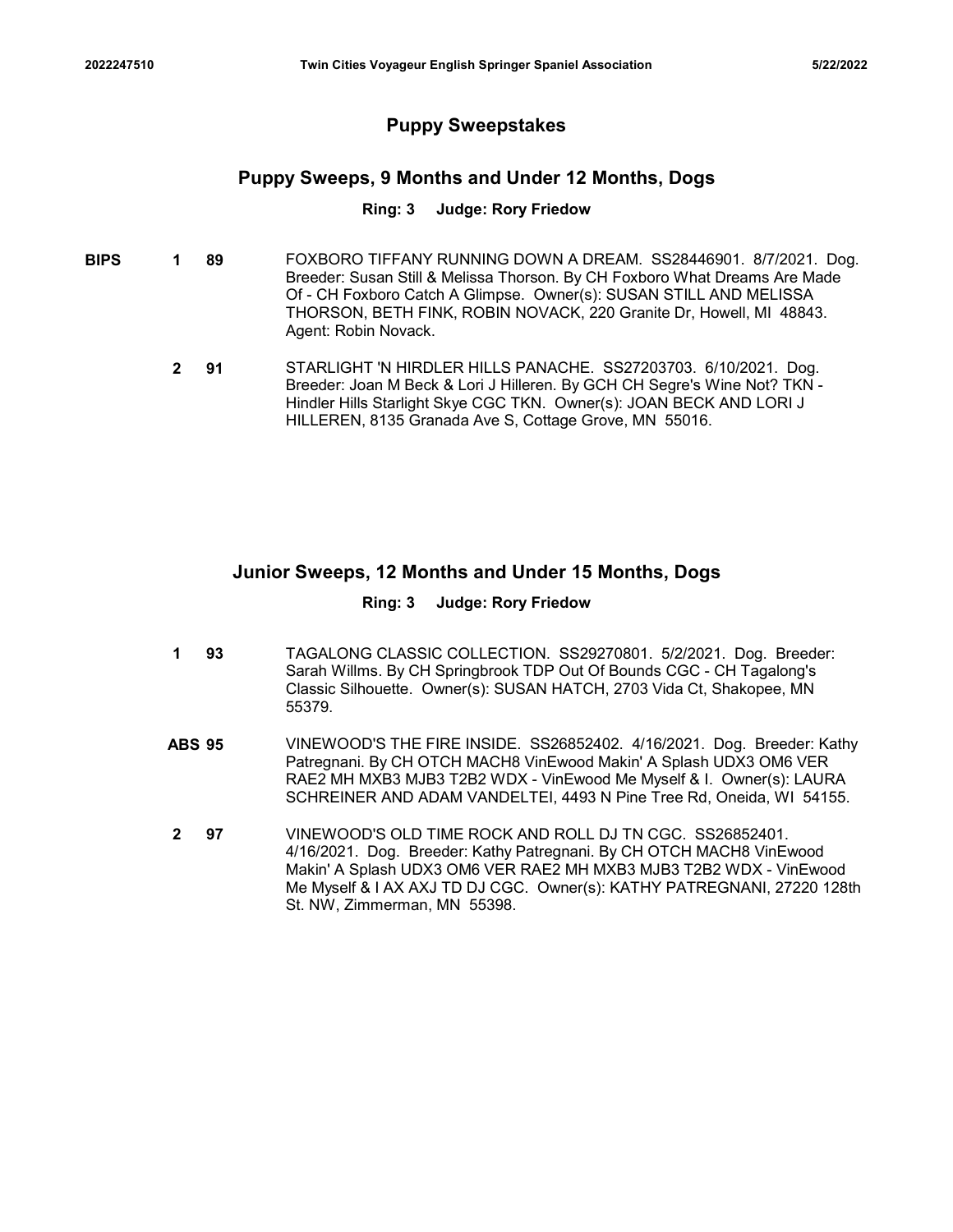## Puppy Sweepstakes

### Puppy Sweeps, 9 Months and Under 12 Months, Dogs

**Ring: 3 Judge: Rory Friedow**

**BIPS** **1** **89** FOXBORO TIFFANY RUNNING DOWN A DREAM. SS28446901. 8/7/2021. Dog. Breeder: Susan Still & Melissa Thorson. By CH Foxboro What Dreams Are Made Of - CH Foxboro Catch A Glimpse. Owner(s): SUSAN STILL AND MELISSA THORSON, BETH FINK, ROBIN NOVACK, 220 Granite Dr, Howell, MI 48843. Agent: Robin Novack.

**2** **91** STARLIGHT 'N HIRDLER HILLS PANACHE. SS27203703. 6/10/2021. Dog. Breeder: Joan M Beck & Lori J Hilleren. By GCH CH Segre's Wine Not? TKN - Hindler Hills Starlight Skye CGC TKN. Owner(s): JOAN BECK AND LORI J HILLEREN, 8135 Granada Ave S, Cottage Grove, MN 55016.

### Junior Sweeps, 12 Months and Under 15 Months, Dogs

**Ring: 3 Judge: Rory Friedow**

**1** **93** TAGALONG CLASSIC COLLECTION. SS29270801. 5/2/2021. Dog. Breeder: Sarah Willms. By CH Springbrook TDP Out Of Bounds CGC - CH Tagalong's Classic Silhouette. Owner(s): SUSAN HATCH, 2703 Vida Ct, Shakopee, MN 55379.

**ABS** **95** VINEWOOD'S THE FIRE INSIDE. SS26852402. 4/16/2021. Dog. Breeder: Kathy Patregnani. By CH OTCH MACH8 VinEwood Makin' A Splash UDX3 OM6 VER RAE2 MH MXB3 MJB3 T2B2 WDX - VinEwood Me Myself & I. Owner(s): LAURA SCHREINER AND ADAM VANDELTEI, 4493 N Pine Tree Rd, Oneida, WI 54155.

**2** **97** VINEWOOD'S OLD TIME ROCK AND ROLL DJ TN CGC. SS26852401. 4/16/2021. Dog. Breeder: Kathy Patregnani. By CH OTCH MACH8 VinEwood Makin' A Splash UDX3 OM6 VER RAE2 MH MXB3 MJB3 T2B2 WDX - VinEwood Me Myself & I AX AXJ TD DJ CGC. Owner(s): KATHY PATREGNANI, 27220 128th St. NW, Zimmerman, MN 55398.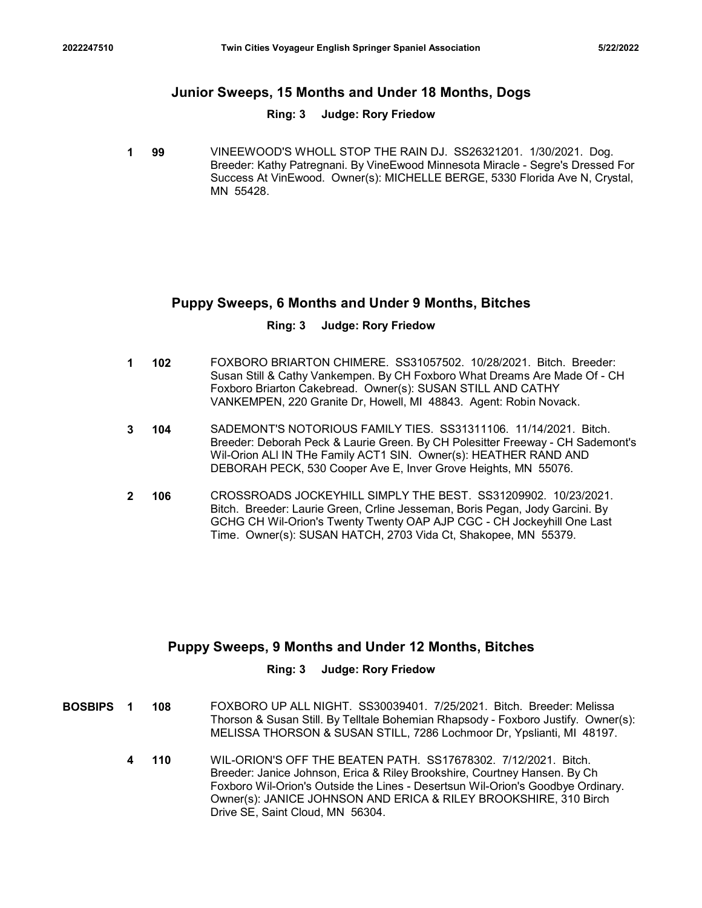## Junior Sweeps, 15 Months and Under 18 Months, Dogs

**Ring: 3 Judge: Rory Friedow**

**1** **99** VINEEWOOD'S WHOLL STOP THE RAIN DJ. SS26321201. 1/30/2021. Dog. Breeder: Kathy Patregnani. By VineEwood Minnesota Miracle - Segre's Dressed For Success At VinEwood. Owner(s): MICHELLE BERGE, 5330 Florida Ave N, Crystal, MN 55428.

## Puppy Sweeps, 6 Months and Under 9 Months, Bitches

**Ring: 3 Judge: Rory Friedow**

**1** **102** FOXBORO BRIARTON CHIMERE. SS31057502. 10/28/2021. Bitch. Breeder: Susan Still & Cathy Vankempen. By CH Foxboro What Dreams Are Made Of - CH Foxboro Briarton Cakebread. Owner(s): SUSAN STILL AND CATHY VANKEMPEN, 220 Granite Dr, Howell, MI 48843. Agent: Robin Novack.

**3** **104** SADEMONT'S NOTORIOUS FAMILY TIES. SS31311106. 11/14/2021. Bitch. Breeder: Deborah Peck & Laurie Green. By CH Polesitter Freeway - CH Sademont's Wil-Orion ALl IN THe Family ACT1 SIN. Owner(s): HEATHER RAND AND DEBORAH PECK, 530 Cooper Ave E, Inver Grove Heights, MN 55076.

**2** **106** CROSSROADS JOCKEYHILL SIMPLY THE BEST. SS31209902. 10/23/2021. Bitch. Breeder: Laurie Green, Crline Jesseman, Boris Pegan, Jody Garcini. By GCHG CH Wil-Orion's Twenty Twenty OAP AJP CGC - CH Jockeyhill One Last Time. Owner(s): SUSAN HATCH, 2703 Vida Ct, Shakopee, MN 55379.

## Puppy Sweeps, 9 Months and Under 12 Months, Bitches

**Ring: 3 Judge: Rory Friedow**

**BOSBIPS** **1** **108** FOXBORO UP ALL NIGHT. SS30039401. 7/25/2021. Bitch. Breeder: Melissa Thorson & Susan Still. By Telltale Bohemian Rhapsody - Foxboro Justify. Owner(s): MELISSA THORSON & SUSAN STILL, 7286 Lochmoor Dr, Ypslianti, MI 48197.

**4** **110** WIL-ORION'S OFF THE BEATEN PATH. SS17678302. 7/12/2021. Bitch. Breeder: Janice Johnson, Erica & Riley Brookshire, Courtney Hansen. By Ch Foxboro Wil-Orion's Outside the Lines - Desertsun Wil-Orion's Goodbye Ordinary. Owner(s): JANICE JOHNSON AND ERICA & RILEY BROOKSHIRE, 310 Birch Drive SE, Saint Cloud, MN 56304.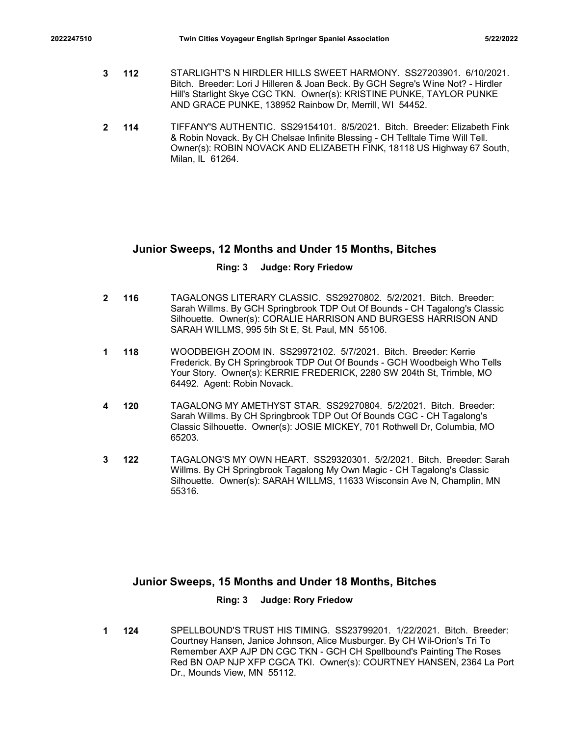**3** **112** STARLIGHT'S N HIRDLER HILLS SWEET HARMONY. SS27203901. 6/10/2021. Bitch. Breeder: Lori J Hilleren & Joan Beck. By GCH Segre's Wine Not? - Hirdler Hill's Starlight Skye CGC TKN. Owner(s): KRISTINE PUNKE, TAYLOR PUNKE AND GRACE PUNKE, 138952 Rainbow Dr, Merrill, WI 54452.

**2** **114** TIFFANY'S AUTHENTIC. SS29154101. 8/5/2021. Bitch. Breeder: Elizabeth Fink & Robin Novack. By CH Chelsae Infinite Blessing - CH Telltale Time Will Tell. Owner(s): ROBIN NOVACK AND ELIZABETH FINK, 18118 US Highway 67 South, Milan, IL 61264.

## Junior Sweeps, 12 Months and Under 15 Months, Bitches

**Ring: 3 Judge: Rory Friedow**

**2** **116** TAGALONGS LITERARY CLASSIC. SS29270802. 5/2/2021. Bitch. Breeder: Sarah Willms. By GCH Springbrook TDP Out Of Bounds - CH Tagalong's Classic Silhouette. Owner(s): CORALIE HARRISON AND BURGESS HARRISON AND SARAH WILLMS, 995 5th St E, St. Paul, MN 55106.

**1** **118** WOODBEIGH ZOOM IN. SS29972102. 5/7/2021. Bitch. Breeder: Kerrie Frederick. By CH Springbrook TDP Out Of Bounds - GCH Woodbeigh Who Tells Your Story. Owner(s): KERRIE FREDERICK, 2280 SW 204th St, Trimble, MO 64492. Agent: Robin Novack.

**4** **120** TAGALONG MY AMETHYST STAR. SS29270804. 5/2/2021. Bitch. Breeder: Sarah Willms. By CH Springbrook TDP Out Of Bounds CGC - CH Tagalong's Classic Silhouette. Owner(s): JOSIE MICKEY, 701 Rothwell Dr, Columbia, MO 65203.

**3** **122** TAGALONG'S MY OWN HEART. SS29320301. 5/2/2021. Bitch. Breeder: Sarah Willms. By CH Springbrook Tagalong My Own Magic - CH Tagalong's Classic Silhouette. Owner(s): SARAH WILLMS, 11633 Wisconsin Ave N, Champlin, MN 55316.

## Junior Sweeps, 15 Months and Under 18 Months, Bitches

**Ring: 3 Judge: Rory Friedow**

**1** **124** SPELLBOUND'S TRUST HIS TIMING. SS23799201. 1/22/2021. Bitch. Breeder: Courtney Hansen, Janice Johnson, Alice Musburger. By CH Wil-Orion's Tri To Remember AXP AJP DN CGC TKN - GCH CH Spellbound's Painting The Roses Red BN OAP NJP XFP CGCA TKI. Owner(s): COURTNEY HANSEN, 2364 La Port Dr., Mounds View, MN 55112.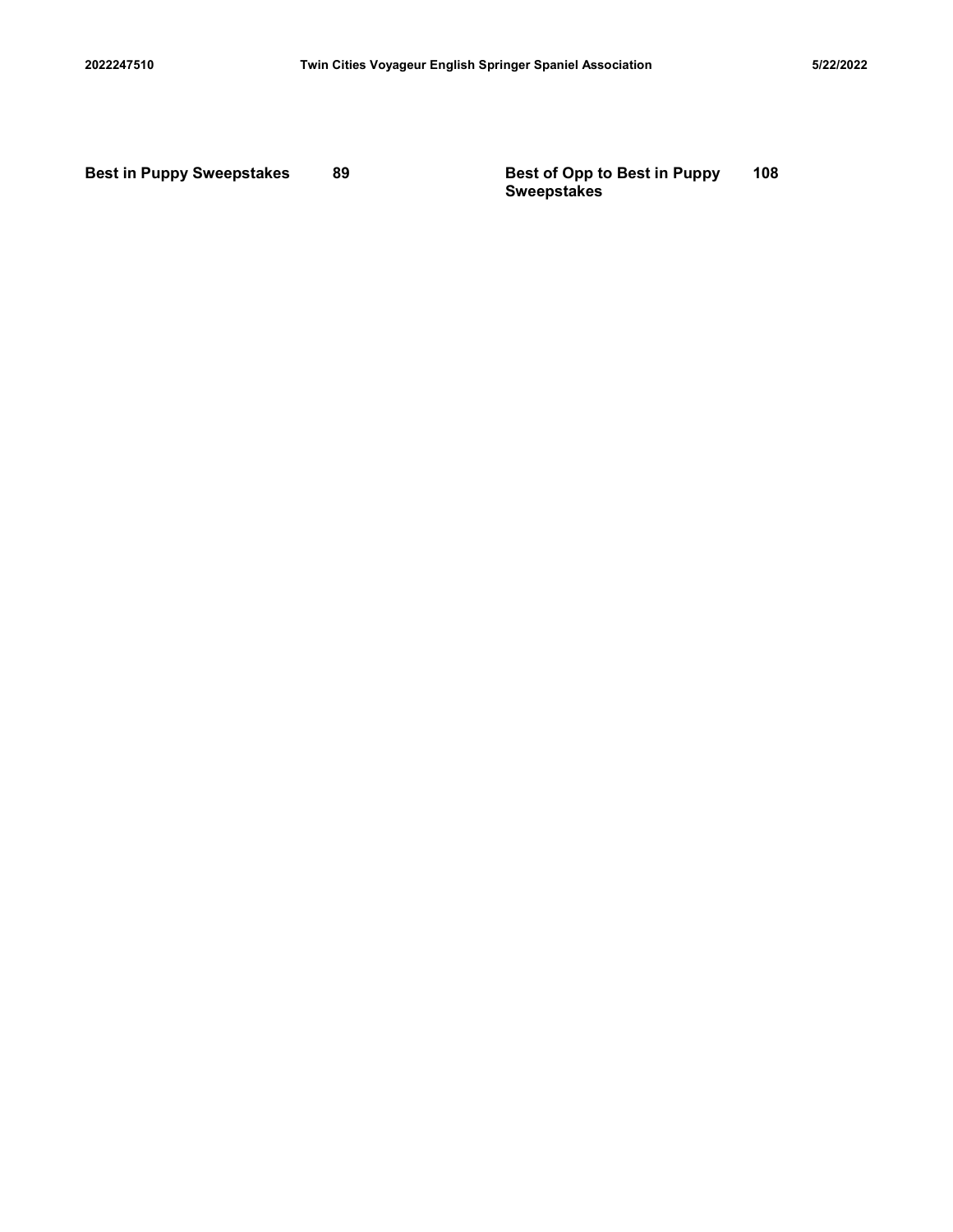| Best in Puppy Sweepstakes | 89 | Best of Opp to Best in Puppy Sweepstakes | 108 |
| --- | --- | --- | --- |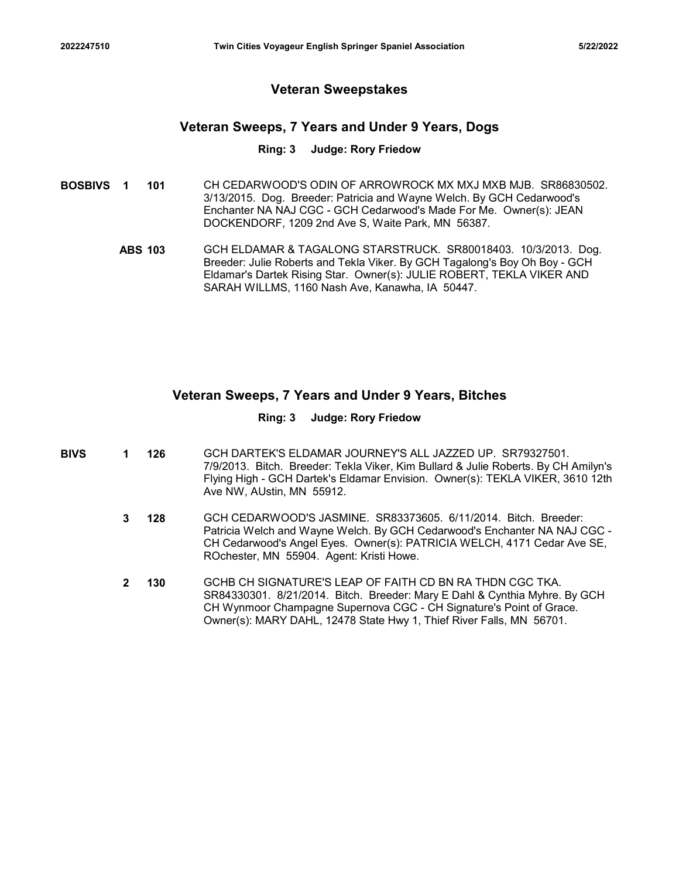## Veteran Sweepstakes

### Veteran Sweeps, 7 Years and Under 9 Years, Dogs

**Ring: 3 Judge: Rory Friedow**

**BOSBIVS 1 101** CH CEDARWOOD'S ODIN OF ARROWROCK MX MXJ MXB MJB. SR86830502. 3/13/2015. Dog. Breeder: Patricia and Wayne Welch. By GCH Cedarwood's Enchanter NA NAJ CGC - GCH Cedarwood's Made For Me. Owner(s): JEAN DOCKENDORF, 1209 2nd Ave S, Waite Park, MN 56387.

**ABS 103** GCH ELDAMAR & TAGALONG STARSTRUCK. SR80018403. 10/3/2013. Dog. Breeder: Julie Roberts and Tekla Viker. By GCH Tagalong's Boy Oh Boy - GCH Eldamar's Dartek Rising Star. Owner(s): JULIE ROBERT, TEKLA VIKER AND SARAH WILLMS, 1160 Nash Ave, Kanawha, IA 50447.

### Veteran Sweeps, 7 Years and Under 9 Years, Bitches

**Ring: 3 Judge: Rory Friedow**

**BIVS 1 126** GCH DARTEK'S ELDAMAR JOURNEY'S ALL JAZZED UP. SR79327501. 7/9/2013. Bitch. Breeder: Tekla Viker, Kim Bullard & Julie Roberts. By CH Amilyn's Flying High - GCH Dartek's Eldamar Envision. Owner(s): TEKLA VIKER, 3610 12th Ave NW, AUstin, MN 55912.

**3 128** GCH CEDARWOOD'S JASMINE. SR83373605. 6/11/2014. Bitch. Breeder: Patricia Welch and Wayne Welch. By GCH Cedarwood's Enchanter NA NAJ CGC - CH Cedarwood's Angel Eyes. Owner(s): PATRICIA WELCH, 4171 Cedar Ave SE, ROchester, MN 55904. Agent: Kristi Howe.

**2 130** GCHB CH SIGNATURE'S LEAP OF FAITH CD BN RA THDN CGC TKA. SR84330301. 8/21/2014. Bitch. Breeder: Mary E Dahl & Cynthia Myhre. By GCH CH Wynmoor Champagne Supernova CGC - CH Signature's Point of Grace. Owner(s): MARY DAHL, 12478 State Hwy 1, Thief River Falls, MN 56701.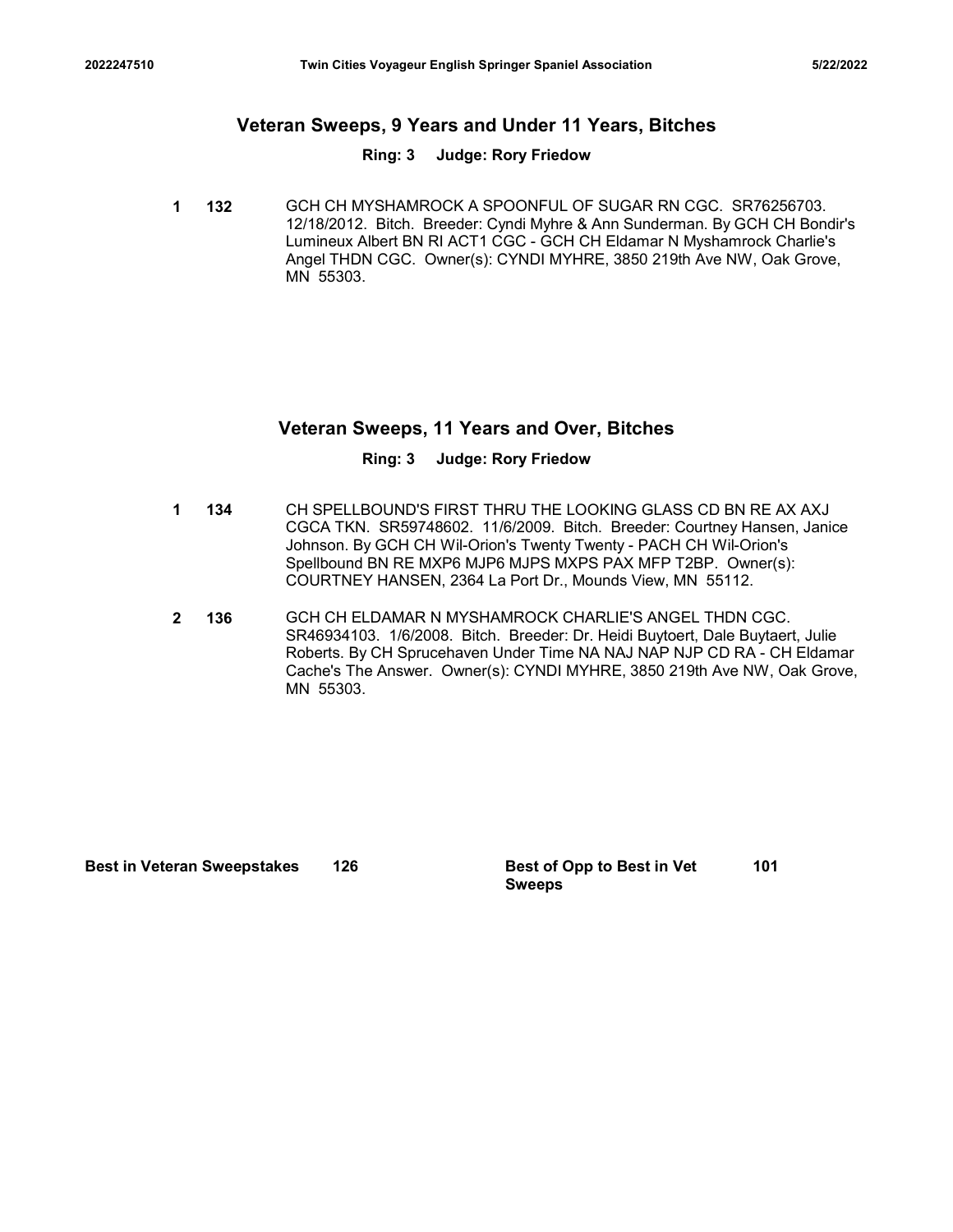## Veteran Sweeps, 9 Years and Under 11 Years, Bitches

**Ring: 3 Judge: Rory Friedow**

**1 132** GCH CH MYSHAMROCK A SPOONFUL OF SUGAR RN CGC. SR76256703. 12/18/2012. Bitch. Breeder: Cyndi Myhre & Ann Sunderman. By GCH CH Bondir's Lumineux Albert BN RI ACT1 CGC - GCH CH Eldamar N Myshamrock Charlie's Angel THDN CGC. Owner(s): CYNDI MYHRE, 3850 219th Ave NW, Oak Grove, MN 55303.

## Veteran Sweeps, 11 Years and Over, Bitches

**Ring: 3 Judge: Rory Friedow**

**1 134** CH SPELLBOUND'S FIRST THRU THE LOOKING GLASS CD BN RE AX AXJ CGCA TKN. SR59748602. 11/6/2009. Bitch. Breeder: Courtney Hansen, Janice Johnson. By GCH CH Wil-Orion's Twenty Twenty - PACH CH Wil-Orion's Spellbound BN RE MXP6 MJP6 MJPS MXPS PAX MFP T2BP. Owner(s): COURTNEY HANSEN, 2364 La Port Dr., Mounds View, MN 55112.

**2 136** GCH CH ELDAMAR N MYSHAMROCK CHARLIE'S ANGEL THDN CGC. SR46934103. 1/6/2008. Bitch. Breeder: Dr. Heidi Buytoert, Dale Buytaert, Julie Roberts. By CH Sprucehaven Under Time NA NAJ NAP NJP CD RA - CH Eldamar Cache's The Answer. Owner(s): CYNDI MYHRE, 3850 219th Ave NW, Oak Grove, MN 55303.

**Best in Veteran Sweepstakes** 126

**Best of Opp to Best in Vet Sweeps** 101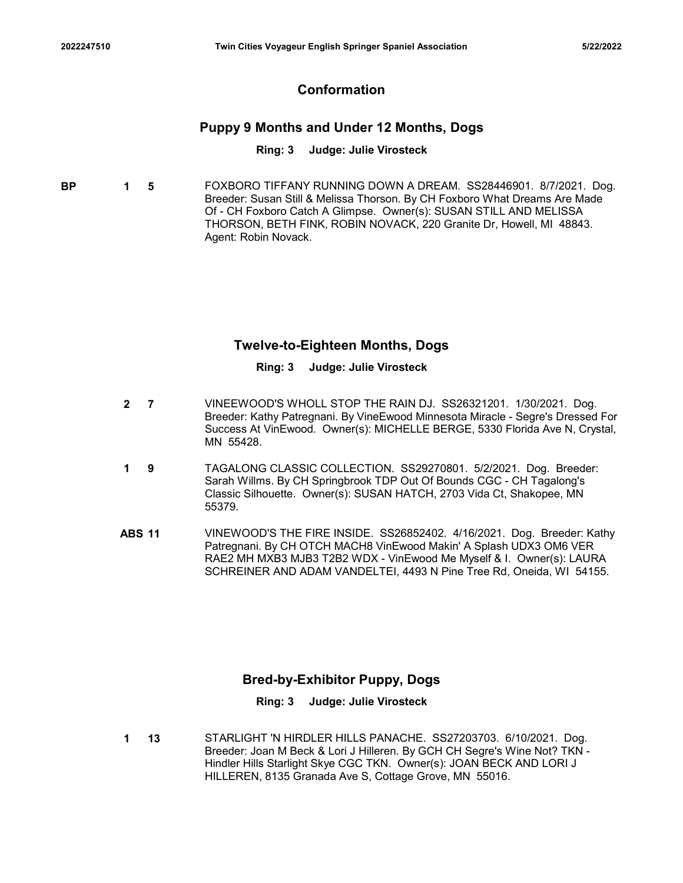## Conformation

### Puppy 9 Months and Under 12 Months, Dogs

**Ring: 3 Judge: Julie Virosteck**

**BP 1 5** FOXBORO TIFFANY RUNNING DOWN A DREAM. SS28446901. 8/7/2021. Dog. Breeder: Susan Still & Melissa Thorson. By CH Foxboro What Dreams Are Made Of - CH Foxboro Catch A Glimpse. Owner(s): SUSAN STILL AND MELISSA THORSON, BETH FINK, ROBIN NOVACK, 220 Granite Dr, Howell, MI 48843. Agent: Robin Novack.

### Twelve-to-Eighteen Months, Dogs

**Ring: 3 Judge: Julie Virosteck**

**2 7** VINEEWOOD'S WHOLL STOP THE RAIN DJ. SS26321201. 1/30/2021. Dog. Breeder: Kathy Patregnani. By VineEwood Minnesota Miracle - Segre's Dressed For Success At VinEwood. Owner(s): MICHELLE BERGE, 5330 Florida Ave N, Crystal, MN 55428.

**1 9** TAGALONG CLASSIC COLLECTION. SS29270801. 5/2/2021. Dog. Breeder: Sarah Willms. By CH Springbrook TDP Out Of Bounds CGC - CH Tagalong's Classic Silhouette. Owner(s): SUSAN HATCH, 2703 Vida Ct, Shakopee, MN 55379.

**ABS 11** VINEWOOD'S THE FIRE INSIDE. SS26852402. 4/16/2021. Dog. Breeder: Kathy Patregnani. By CH OTCH MACH8 VinEwood Makin' A Splash UDX3 OM6 VER RAE2 MH MXB3 MJB3 T2B2 WDX - VinEwood Me Myself & I. Owner(s): LAURA SCHREINER AND ADAM VANDELTEI, 4493 N Pine Tree Rd, Oneida, WI 54155.

### Bred-by-Exhibitor Puppy, Dogs

**Ring: 3 Judge: Julie Virosteck**

**1 13** STARLIGHT 'N HIRDLER HILLS PANACHE. SS27203703. 6/10/2021. Dog. Breeder: Joan M Beck & Lori J Hilleren. By GCH CH Segre's Wine Not? TKN - Hindler Hills Starlight Skye CGC TKN. Owner(s): JOAN BECK AND LORI J HILLEREN, 8135 Granada Ave S, Cottage Grove, MN 55016.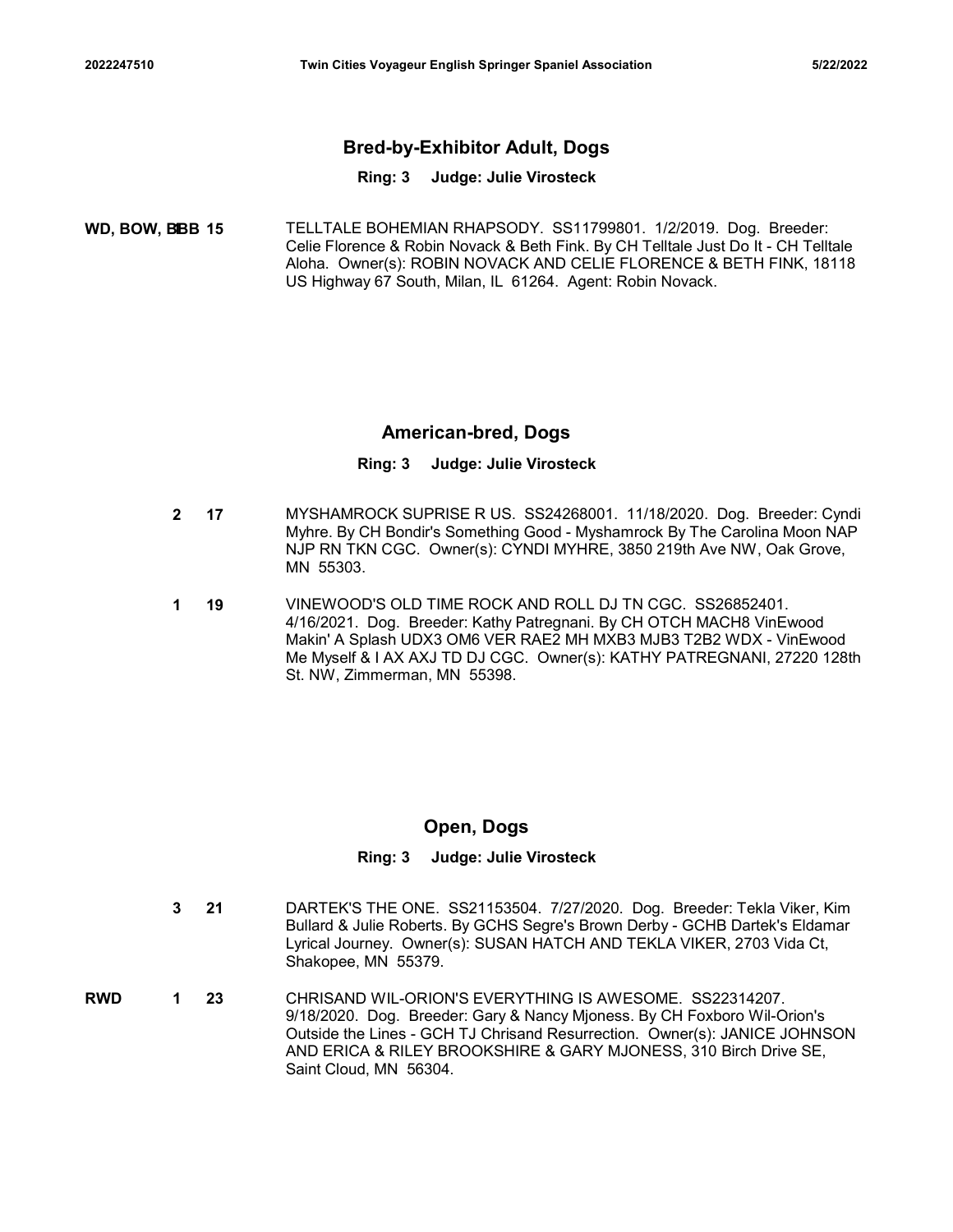## Bred-by-Exhibitor Adult, Dogs

**Ring: 3 Judge: Julie Virosteck**

**WD, BOW, BBB 1 15** TELLTALE BOHEMIAN RHAPSODY. SS11799801. 1/2/2019. Dog. Breeder: Celie Florence & Robin Novack & Beth Fink. By CH Telltale Just Do It - CH Telltale Aloha. Owner(s): ROBIN NOVACK AND CELIE FLORENCE & BETH FINK, 18118 US Highway 67 South, Milan, IL 61264. Agent: Robin Novack.

## American-bred, Dogs

**Ring: 3 Judge: Julie Virosteck**

**2 17** MYSHAMROCK SUPRISE R US. SS24268001. 11/18/2020. Dog. Breeder: Cyndi Myhre. By CH Bondir's Something Good - Myshamrock By The Carolina Moon NAP NJP RN TKN CGC. Owner(s): CYNDI MYHRE, 3850 219th Ave NW, Oak Grove, MN 55303.

**1 19** VINEWOOD'S OLD TIME ROCK AND ROLL DJ TN CGC. SS26852401. 4/16/2021. Dog. Breeder: Kathy Patregnani. By CH OTCH MACH8 VinEwood Makin' A Splash UDX3 OM6 VER RAE2 MH MXB3 MJB3 T2B2 WDX - VinEwood Me Myself & I AX AXJ TD DJ CGC. Owner(s): KATHY PATREGNANI, 27220 128th St. NW, Zimmerman, MN 55398.

## Open, Dogs

**Ring: 3 Judge: Julie Virosteck**

**3 21** DARTEK'S THE ONE. SS21153504. 7/27/2020. Dog. Breeder: Tekla Viker, Kim Bullard & Julie Roberts. By GCHS Segre's Brown Derby - GCHB Dartek's Eldamar Lyrical Journey. Owner(s): SUSAN HATCH AND TEKLA VIKER, 2703 Vida Ct, Shakopee, MN 55379.

**RWD 1 23** CHRISAND WIL-ORION'S EVERYTHING IS AWESOME. SS22314207. 9/18/2020. Dog. Breeder: Gary & Nancy Mjoness. By CH Foxboro Wil-Orion's Outside the Lines - GCH TJ Chrisand Resurrection. Owner(s): JANICE JOHNSON AND ERICA & RILEY BROOKSHIRE & GARY MJONESS, 310 Birch Drive SE, Saint Cloud, MN 56304.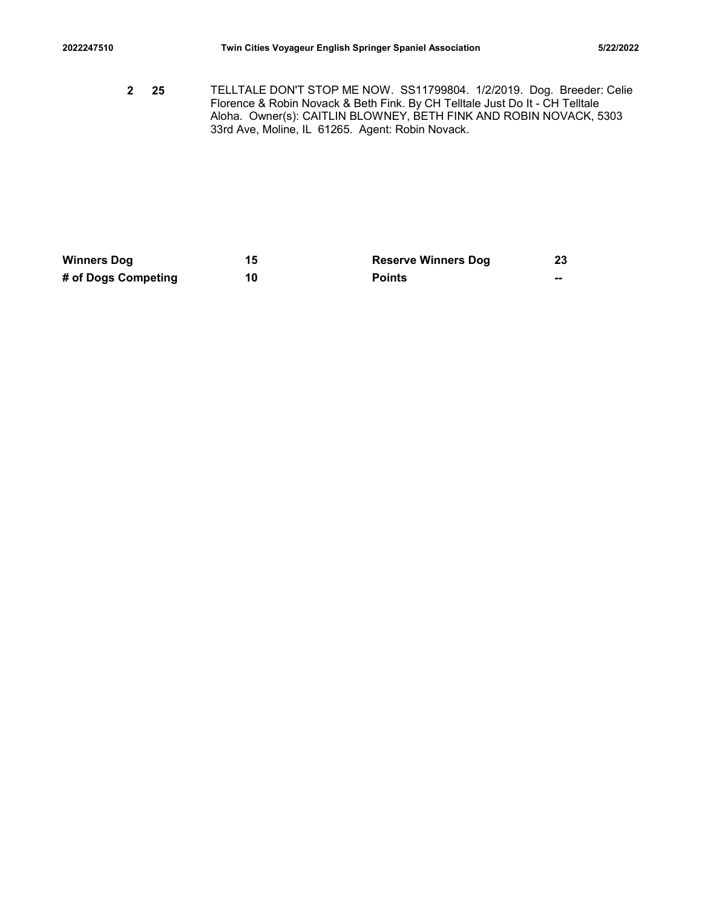2 25 TELLTALE DON'T STOP ME NOW. SS11799804. 1/2/2019. Dog. Breeder: Celie Florence & Robin Novack & Beth Fink. By CH Telltale Just Do It - CH Telltale Aloha. Owner(s): CAITLIN BLOWNEY, BETH FINK AND ROBIN NOVACK, 5303 33rd Ave, Moline, IL 61265. Agent: Robin Novack.

| **Winners Dog** | **15** | **Reserve Winners Dog** | **23** |
| --- | --- | --- | --- |
| **# of Dogs Competing** | **10** | **Points** | **--** |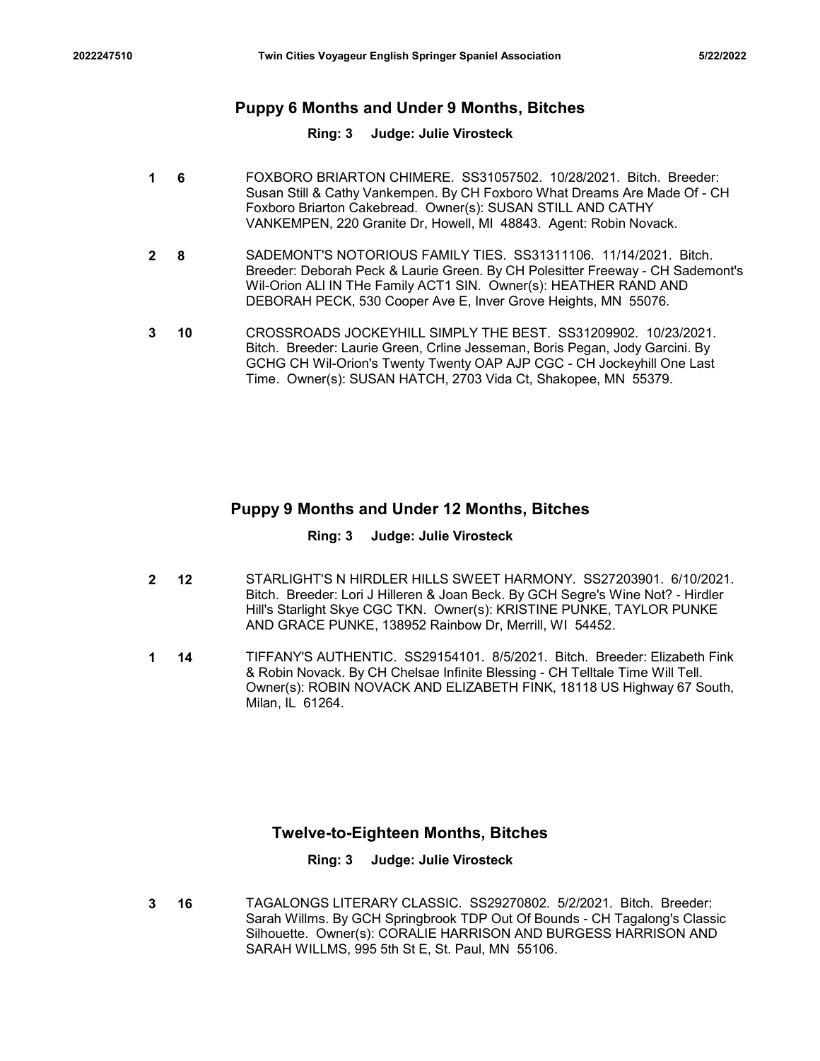## Puppy 6 Months and Under 9 Months, Bitches

**Ring: 3 Judge: Julie Virosteck**

**1 6** FOXBORO BRIARTON CHIMERE. SS31057502. 10/28/2021. Bitch. Breeder: Susan Still & Cathy Vankempen. By CH Foxboro What Dreams Are Made Of - CH Foxboro Briarton Cakebread. Owner(s): SUSAN STILL AND CATHY VANKEMPEN, 220 Granite Dr, Howell, MI 48843. Agent: Robin Novack.

**2 8** SADEMONT'S NOTORIOUS FAMILY TIES. SS31311106. 11/14/2021. Bitch. Breeder: Deborah Peck & Laurie Green. By CH Polesitter Freeway - CH Sademont's Wil-Orion ALl IN THe Family ACT1 SIN. Owner(s): HEATHER RAND AND DEBORAH PECK, 530 Cooper Ave E, Inver Grove Heights, MN 55076.

**3 10** CROSSROADS JOCKEYHILL SIMPLY THE BEST. SS31209902. 10/23/2021. Bitch. Breeder: Laurie Green, Crline Jesseman, Boris Pegan, Jody Garcini. By GCHG CH Wil-Orion's Twenty Twenty OAP AJP CGC - CH Jockeyhill One Last Time. Owner(s): SUSAN HATCH, 2703 Vida Ct, Shakopee, MN 55379.

## Puppy 9 Months and Under 12 Months, Bitches

**Ring: 3 Judge: Julie Virosteck**

**2 12** STARLIGHT'S N HIRDLER HILLS SWEET HARMONY. SS27203901. 6/10/2021. Bitch. Breeder: Lori J Hilleren & Joan Beck. By GCH Segre's Wine Not? - Hirdler Hill's Starlight Skye CGC TKN. Owner(s): KRISTINE PUNKE, TAYLOR PUNKE AND GRACE PUNKE, 138952 Rainbow Dr, Merrill, WI 54452.

**1 14** TIFFANY'S AUTHENTIC. SS29154101. 8/5/2021. Bitch. Breeder: Elizabeth Fink & Robin Novack. By CH Chelsae Infinite Blessing - CH Telltale Time Will Tell. Owner(s): ROBIN NOVACK AND ELIZABETH FINK, 18118 US Highway 67 South, Milan, IL 61264.

## Twelve-to-Eighteen Months, Bitches

**Ring: 3 Judge: Julie Virosteck**

**3 16** TAGALONGS LITERARY CLASSIC. SS29270802. 5/2/2021. Bitch. Breeder: Sarah Willms. By GCH Springbrook TDP Out Of Bounds - CH Tagalong's Classic Silhouette. Owner(s): CORALIE HARRISON AND BURGESS HARRISON AND SARAH WILLMS, 995 5th St E, St. Paul, MN 55106.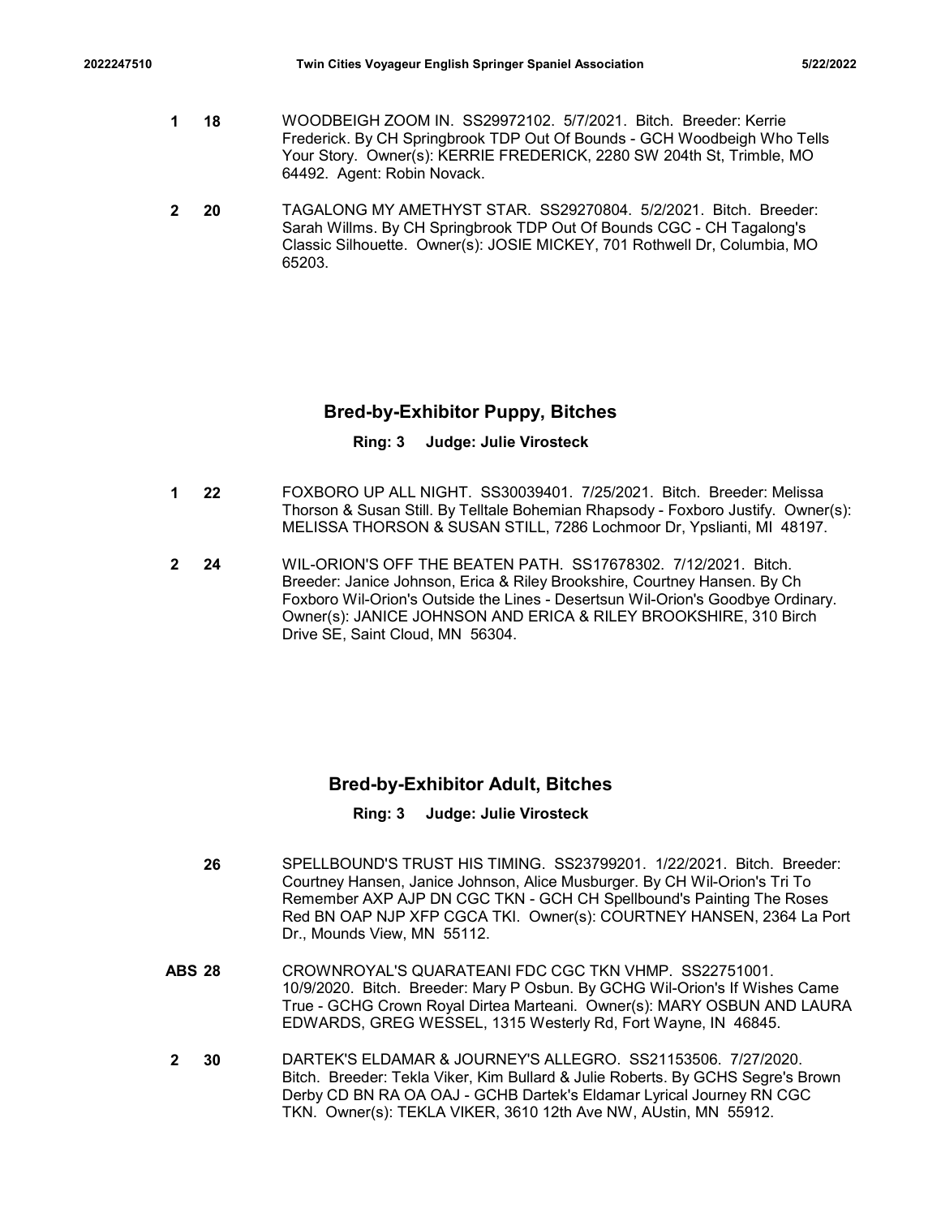**1 18** WOODBEIGH ZOOM IN. SS29972102. 5/7/2021. Bitch. Breeder: Kerrie Frederick. By CH Springbrook TDP Out Of Bounds - GCH Woodbeigh Who Tells Your Story. Owner(s): KERRIE FREDERICK, 2280 SW 204th St, Trimble, MO 64492. Agent: Robin Novack.

**2 20** TAGALONG MY AMETHYST STAR. SS29270804. 5/2/2021. Bitch. Breeder: Sarah Willms. By CH Springbrook TDP Out Of Bounds CGC - CH Tagalong's Classic Silhouette. Owner(s): JOSIE MICKEY, 701 Rothwell Dr, Columbia, MO 65203.

## Bred-by-Exhibitor Puppy, Bitches

**Ring: 3 Judge: Julie Virosteck**

**1 22** FOXBORO UP ALL NIGHT. SS30039401. 7/25/2021. Bitch. Breeder: Melissa Thorson & Susan Still. By Telltale Bohemian Rhapsody - Foxboro Justify. Owner(s): MELISSA THORSON & SUSAN STILL, 7286 Lochmoor Dr, Ypslianti, MI 48197.

**2 24** WIL-ORION'S OFF THE BEATEN PATH. SS17678302. 7/12/2021. Bitch. Breeder: Janice Johnson, Erica & Riley Brookshire, Courtney Hansen. By Ch Foxboro Wil-Orion's Outside the Lines - Desertsun Wil-Orion's Goodbye Ordinary. Owner(s): JANICE JOHNSON AND ERICA & RILEY BROOKSHIRE, 310 Birch Drive SE, Saint Cloud, MN 56304.

## Bred-by-Exhibitor Adult, Bitches

**Ring: 3 Judge: Julie Virosteck**

**26** SPELLBOUND'S TRUST HIS TIMING. SS23799201. 1/22/2021. Bitch. Breeder: Courtney Hansen, Janice Johnson, Alice Musburger. By CH Wil-Orion's Tri To Remember AXP AJP DN CGC TKN - GCH CH Spellbound's Painting The Roses Red BN OAP NJP XFP CGCA TKI. Owner(s): COURTNEY HANSEN, 2364 La Port Dr., Mounds View, MN 55112.

**ABS 28** CROWNROYAL'S QUARATEANI FDC CGC TKN VHMP. SS22751001. 10/9/2020. Bitch. Breeder: Mary P Osbun. By GCHG Wil-Orion's If Wishes Came True - GCHG Crown Royal Dirtea Marteani. Owner(s): MARY OSBUN AND LAURA EDWARDS, GREG WESSEL, 1315 Westerly Rd, Fort Wayne, IN 46845.

**2 30** DARTEK'S ELDAMAR & JOURNEY'S ALLEGRO. SS21153506. 7/27/2020. Bitch. Breeder: Tekla Viker, Kim Bullard & Julie Roberts. By GCHS Segre's Brown Derby CD BN RA OA OAJ - GCHB Dartek's Eldamar Lyrical Journey RN CGC TKN. Owner(s): TEKLA VIKER, 3610 12th Ave NW, AUstin, MN 55912.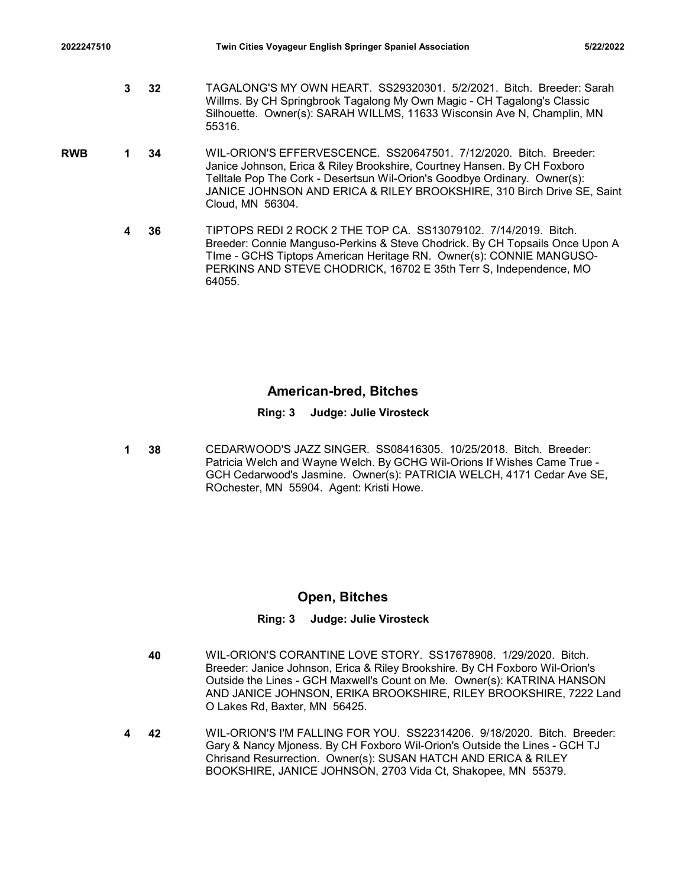3 32 TAGALONG'S MY OWN HEART. SS29320301. 5/2/2021. Bitch. Breeder: Sarah Willms. By CH Springbrook Tagalong My Own Magic - CH Tagalong's Classic Silhouette. Owner(s): SARAH WILLMS, 11633 Wisconsin Ave N, Champlin, MN 55316.

RWB 1 34 WIL-ORION'S EFFERVESCENCE. SS20647501. 7/12/2020. Bitch. Breeder: Janice Johnson, Erica & Riley Brookshire, Courtney Hansen. By CH Foxboro Telltale Pop The Cork - Desertsun Wil-Orion's Goodbye Ordinary. Owner(s): JANICE JOHNSON AND ERICA & RILEY BROOKSHIRE, 310 Birch Drive SE, Saint Cloud, MN 56304.

4 36 TIPTOPS REDI 2 ROCK 2 THE TOP CA. SS13079102. 7/14/2019. Bitch. Breeder: Connie Manguso-Perkins & Steve Chodrick. By CH Topsails Once Upon A TIme - GCHS Tiptops American Heritage RN. Owner(s): CONNIE MANGUSO-PERKINS AND STEVE CHODRICK, 16702 E 35th Terr S, Independence, MO 64055.

## American-bred, Bitches

**Ring: 3 Judge: Julie Virosteck**

1 38 CEDARWOOD'S JAZZ SINGER. SS08416305. 10/25/2018. Bitch. Breeder: Patricia Welch and Wayne Welch. By GCHG Wil-Orions If Wishes Came True - GCH Cedarwood's Jasmine. Owner(s): PATRICIA WELCH, 4171 Cedar Ave SE, ROchester, MN 55904. Agent: Kristi Howe.

## Open, Bitches

**Ring: 3 Judge: Julie Virosteck**

40 WIL-ORION'S CORANTINE LOVE STORY. SS17678908. 1/29/2020. Bitch. Breeder: Janice Johnson, Erica & Riley Brookshire. By CH Foxboro Wil-Orion's Outside the Lines - GCH Maxwell's Count on Me. Owner(s): KATRINA HANSON AND JANICE JOHNSON, ERIKA BROOKSHIRE, RILEY BROOKSHIRE, 7222 Land O Lakes Rd, Baxter, MN 56425.

4 42 WIL-ORION'S I'M FALLING FOR YOU. SS22314206. 9/18/2020. Bitch. Breeder: Gary & Nancy Mjoness. By CH Foxboro Wil-Orion's Outside the Lines - GCH TJ Chrisand Resurrection. Owner(s): SUSAN HATCH AND ERICA & RILEY BOOKSHIRE, JANICE JOHNSON, 2703 Vida Ct, Shakopee, MN 55379.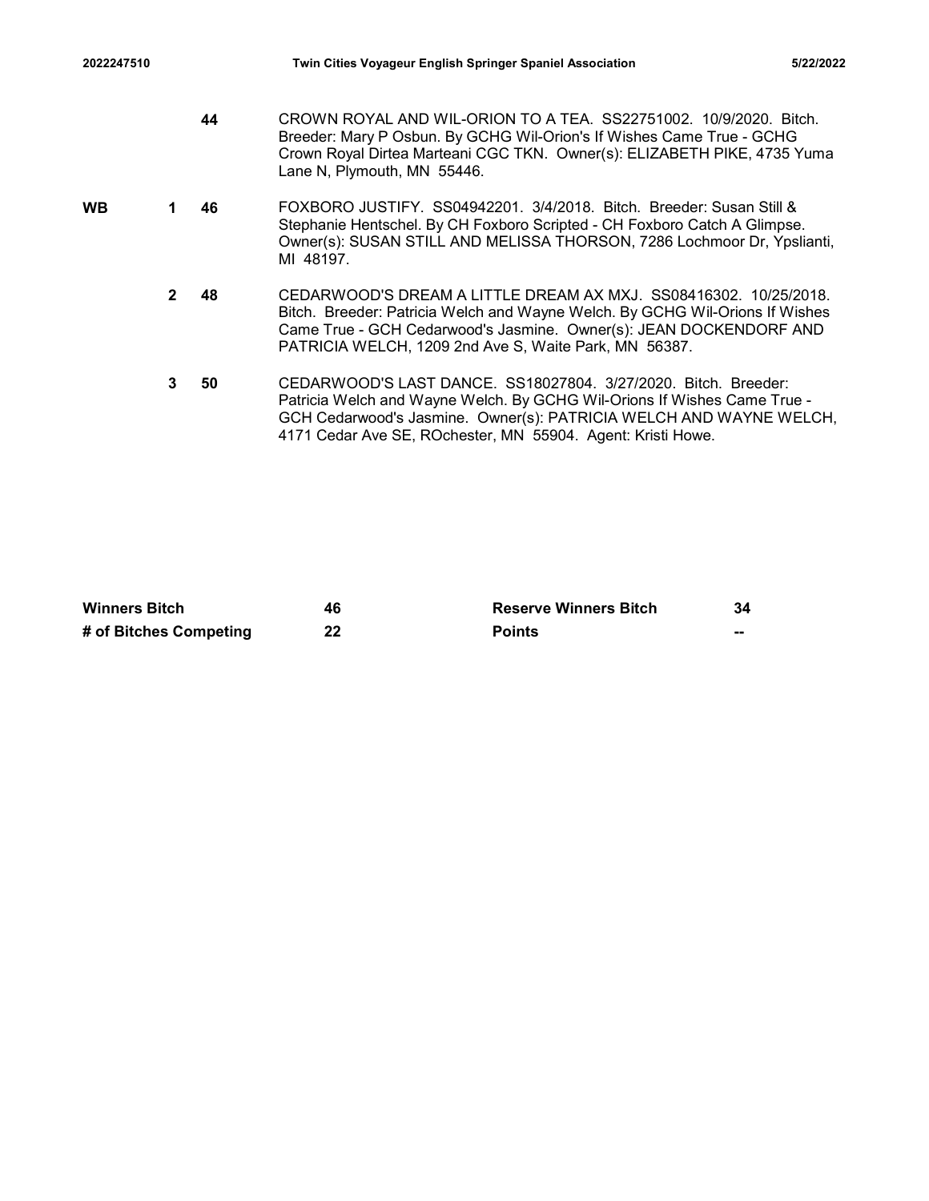| | | | |
|---|---|---|---|
| | | 44 | CROWN ROYAL AND WIL-ORION TO A TEA. SS22751002. 10/9/2020. Bitch. Breeder: Mary P Osbun. By GCHG Wil-Orion's If Wishes Came True - GCHG Crown Royal Dirtea Marteani CGC TKN. Owner(s): ELIZABETH PIKE, 4735 Yuma Lane N, Plymouth, MN 55446. |
| WB | 1 | 46 | FOXBORO JUSTIFY. SS04942201. 3/4/2018. Bitch. Breeder: Susan Still & Stephanie Hentschel. By CH Foxboro Scripted - CH Foxboro Catch A Glimpse. Owner(s): SUSAN STILL AND MELISSA THORSON, 7286 Lochmoor Dr, Ypslianti, MI 48197. |
| | 2 | 48 | CEDARWOOD'S DREAM A LITTLE DREAM AX MXJ. SS08416302. 10/25/2018. Bitch. Breeder: Patricia Welch and Wayne Welch. By GCHG Wil-Orions If Wishes Came True - GCH Cedarwood's Jasmine. Owner(s): JEAN DOCKENDORF AND PATRICIA WELCH, 1209 2nd Ave S, Waite Park, MN 56387. |
| | 3 | 50 | CEDARWOOD'S LAST DANCE. SS18027804. 3/27/2020. Bitch. Breeder: Patricia Welch and Wayne Welch. By GCHG Wil-Orions If Wishes Came True - GCH Cedarwood's Jasmine. Owner(s): PATRICIA WELCH AND WAYNE WELCH, 4171 Cedar Ave SE, ROchester, MN 55904. Agent: Kristi Howe. |

| | | | |
|---|---|---|---|
| **Winners Bitch** | **46** | **Reserve Winners Bitch** | **34** |
| **# of Bitches Competing** | **22** | **Points** | **--** |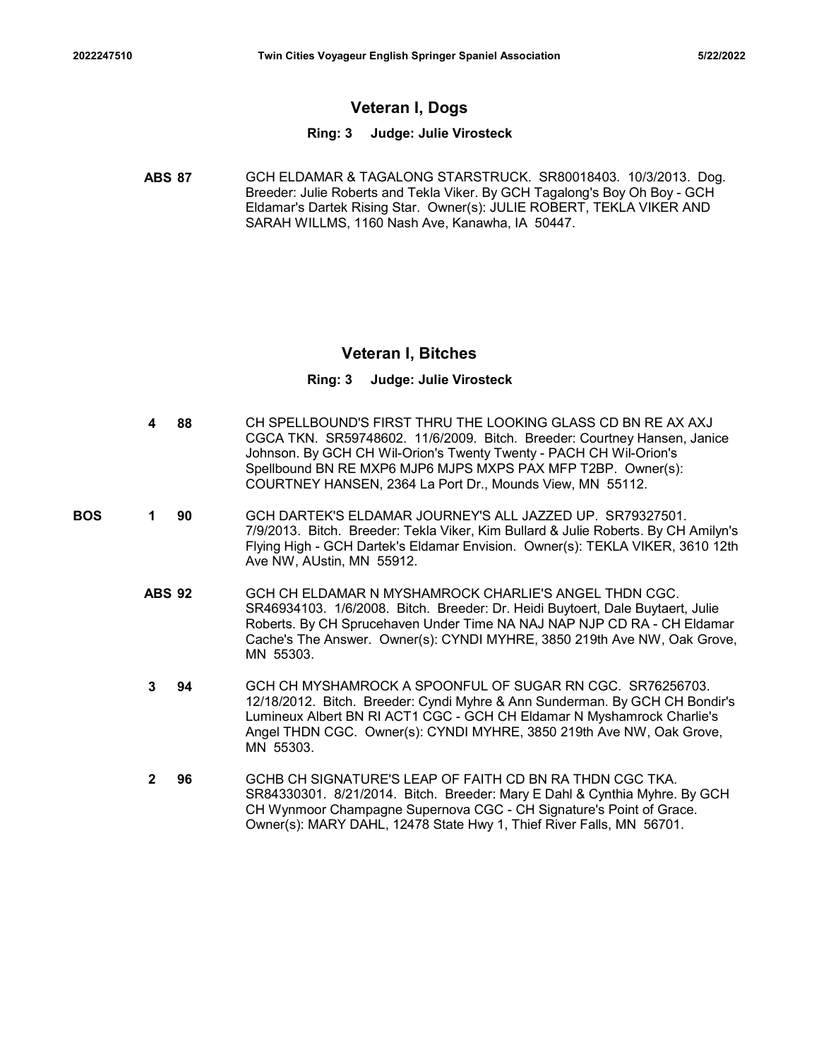## Veteran I, Dogs

**Ring: 3 Judge: Julie Virosteck**

**ABS 87** GCH ELDAMAR & TAGALONG STARSTRUCK. SR80018403. 10/3/2013. Dog. Breeder: Julie Roberts and Tekla Viker. By GCH Tagalong's Boy Oh Boy - GCH Eldamar's Dartek Rising Star. Owner(s): JULIE ROBERT, TEKLA VIKER AND SARAH WILLMS, 1160 Nash Ave, Kanawha, IA 50447.

## Veteran I, Bitches

**Ring: 3 Judge: Julie Virosteck**

**4 88** CH SPELLBOUND'S FIRST THRU THE LOOKING GLASS CD BN RE AX AXJ CGCA TKN. SR59748602. 11/6/2009. Bitch. Breeder: Courtney Hansen, Janice Johnson. By GCH CH Wil-Orion's Twenty Twenty - PACH CH Wil-Orion's Spellbound BN RE MXP6 MJP6 MJPS MXPS PAX MFP T2BP. Owner(s): COURTNEY HANSEN, 2364 La Port Dr., Mounds View, MN 55112.

**BOS 1 90** GCH DARTEK'S ELDAMAR JOURNEY'S ALL JAZZED UP. SR79327501. 7/9/2013. Bitch. Breeder: Tekla Viker, Kim Bullard & Julie Roberts. By CH Amilyn's Flying High - GCH Dartek's Eldamar Envision. Owner(s): TEKLA VIKER, 3610 12th Ave NW, AUstin, MN 55912.

**ABS 92** GCH CH ELDAMAR N MYSHAMROCK CHARLIE'S ANGEL THDN CGC. SR46934103. 1/6/2008. Bitch. Breeder: Dr. Heidi Buytoert, Dale Buytaert, Julie Roberts. By CH Sprucehaven Under Time NA NAJ NAP NJP CD RA - CH Eldamar Cache's The Answer. Owner(s): CYNDI MYHRE, 3850 219th Ave NW, Oak Grove, MN 55303.

**3 94** GCH CH MYSHAMROCK A SPOONFUL OF SUGAR RN CGC. SR76256703. 12/18/2012. Bitch. Breeder: Cyndi Myhre & Ann Sunderman. By GCH CH Bondir's Lumineux Albert BN RI ACT1 CGC - GCH CH Eldamar N Myshamrock Charlie's Angel THDN CGC. Owner(s): CYNDI MYHRE, 3850 219th Ave NW, Oak Grove, MN 55303.

**2 96** GCHB CH SIGNATURE'S LEAP OF FAITH CD BN RA THDN CGC TKA. SR84330301. 8/21/2014. Bitch. Breeder: Mary E Dahl & Cynthia Myhre. By GCH CH Wynmoor Champagne Supernova CGC - CH Signature's Point of Grace. Owner(s): MARY DAHL, 12478 State Hwy 1, Thief River Falls, MN 56701.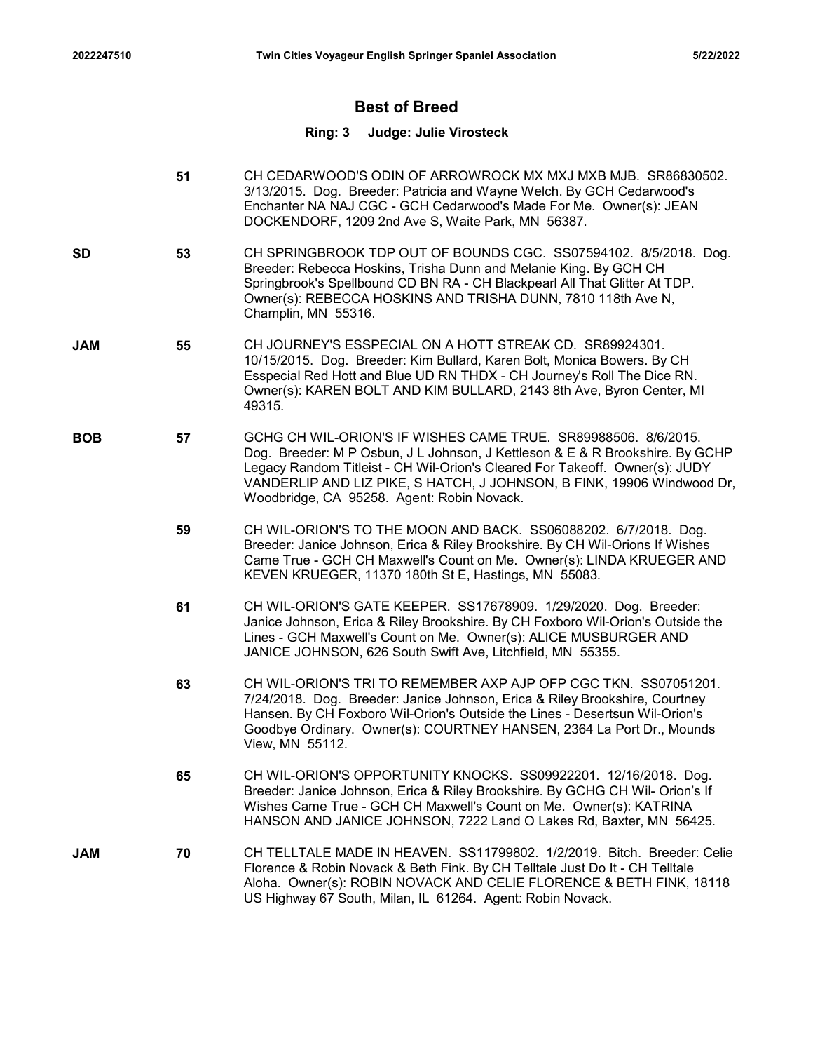## Best of Breed

### Ring: 3 Judge: Julie Virosteck

| Award | No. | Entry |
|---|---|---|
| | 51 | CH CEDARWOOD'S ODIN OF ARROWROCK MX MXJ MXB MJB. SR86830502. 3/13/2015. Dog. Breeder: Patricia and Wayne Welch. By GCH Cedarwood's Enchanter NA NAJ CGC - GCH Cedarwood's Made For Me. Owner(s): JEAN DOCKENDORF, 1209 2nd Ave S, Waite Park, MN 56387. |
| SD | 53 | CH SPRINGBROOK TDP OUT OF BOUNDS CGC. SS07594102. 8/5/2018. Dog. Breeder: Rebecca Hoskins, Trisha Dunn and Melanie King. By GCH CH Springbrook's Spellbound CD BN RA - CH Blackpearl All That Glitter At TDP. Owner(s): REBECCA HOSKINS AND TRISHA DUNN, 7810 118th Ave N, Champlin, MN 55316. |
| JAM | 55 | CH JOURNEY'S ESSPECIAL ON A HOTT STREAK CD. SR89924301. 10/15/2015. Dog. Breeder: Kim Bullard, Karen Bolt, Monica Bowers. By CH Esspecial Red Hott and Blue UD RN THDX - CH Journey's Roll The Dice RN. Owner(s): KAREN BOLT AND KIM BULLARD, 2143 8th Ave, Byron Center, MI 49315. |
| BOB | 57 | GCHG CH WIL-ORION'S IF WISHES CAME TRUE. SR89988506. 8/6/2015. Dog. Breeder: M P Osbun, J L Johnson, J Kettleson & E & R Brookshire. By GCHP Legacy Random Titleist - CH Wil-Orion's Cleared For Takeoff. Owner(s): JUDY VANDERLIP AND LIZ PIKE, S HATCH, J JOHNSON, B FINK, 19906 Windwood Dr, Woodbridge, CA 95258. Agent: Robin Novack. |
| | 59 | CH WIL-ORION'S TO THE MOON AND BACK. SS06088202. 6/7/2018. Dog. Breeder: Janice Johnson, Erica & Riley Brookshire. By CH Wil-Orions If Wishes Came True - GCH CH Maxwell's Count on Me. Owner(s): LINDA KRUEGER AND KEVEN KRUEGER, 11370 180th St E, Hastings, MN 55083. |
| | 61 | CH WIL-ORION'S GATE KEEPER. SS17678909. 1/29/2020. Dog. Breeder: Janice Johnson, Erica & Riley Brookshire. By CH Foxboro Wil-Orion's Outside the Lines - GCH Maxwell's Count on Me. Owner(s): ALICE MUSBURGER AND JANICE JOHNSON, 626 South Swift Ave, Litchfield, MN 55355. |
| | 63 | CH WIL-ORION'S TRI TO REMEMBER AXP AJP OFP CGC TKN. SS07051201. 7/24/2018. Dog. Breeder: Janice Johnson, Erica & Riley Brookshire, Courtney Hansen. By CH Foxboro Wil-Orion's Outside the Lines - Desertsun Wil-Orion's Goodbye Ordinary. Owner(s): COURTNEY HANSEN, 2364 La Port Dr., Mounds View, MN 55112. |
| | 65 | CH WIL-ORION'S OPPORTUNITY KNOCKS. SS09922201. 12/16/2018. Dog. Breeder: Janice Johnson, Erica & Riley Brookshire. By GCHG CH Wil- Orion's If Wishes Came True - GCH CH Maxwell's Count on Me. Owner(s): KATRINA HANSON AND JANICE JOHNSON, 7222 Land O Lakes Rd, Baxter, MN 56425. |
| JAM | 70 | CH TELLTALE MADE IN HEAVEN. SS11799802. 1/2/2019. Bitch. Breeder: Celie Florence & Robin Novack & Beth Fink. By CH Telltale Just Do It - CH Telltale Aloha. Owner(s): ROBIN NOVACK AND CELIE FLORENCE & BETH FINK, 18118 US Highway 67 South, Milan, IL 61264. Agent: Robin Novack. |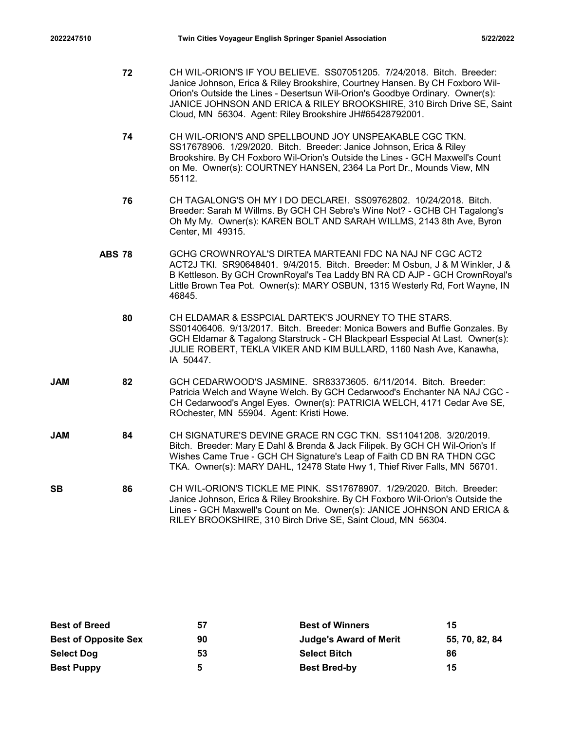| | | |
|---|---|---|
| | 72 | CH WIL-ORION'S IF YOU BELIEVE. SS07051205. 7/24/2018. Bitch. Breeder: Janice Johnson, Erica & Riley Brookshire, Courtney Hansen. By CH Foxboro Wil-Orion's Outside the Lines - Desertsun Wil-Orion's Goodbye Ordinary. Owner(s): JANICE JOHNSON AND ERICA & RILEY BROOKSHIRE, 310 Birch Drive SE, Saint Cloud, MN 56304. Agent: Riley Brookshire JH#65428792001. |
| | 74 | CH WIL-ORION'S AND SPELLBOUND JOY UNSPEAKABLE CGC TKN. SS17678906. 1/29/2020. Bitch. Breeder: Janice Johnson, Erica & Riley Brookshire. By CH Foxboro Wil-Orion's Outside the Lines - GCH Maxwell's Count on Me. Owner(s): COURTNEY HANSEN, 2364 La Port Dr., Mounds View, MN 55112. |
| | 76 | CH TAGALONG'S OH MY I DO DECLARE!. SS09762802. 10/24/2018. Bitch. Breeder: Sarah M Willms. By GCH CH Sebre's Wine Not? - GCHB CH Tagalong's Oh My My. Owner(s): KAREN BOLT AND SARAH WILLMS, 2143 8th Ave, Byron Center, MI 49315. |
| | ABS 78 | GCHG CROWNROYAL'S DIRTEA MARTEANI FDC NA NAJ NF CGC ACT2 ACT2J TKI. SR90648401. 9/4/2015. Bitch. Breeder: M Osbun, J & M Winkler, J & B Kettleson. By GCH CrownRoyal's Tea Laddy BN RA CD AJP - GCH CrownRoyal's Little Brown Tea Pot. Owner(s): MARY OSBUN, 1315 Westerly Rd, Fort Wayne, IN 46845. |
| | 80 | CH ELDAMAR & ESSPCIAL DARTEK'S JOURNEY TO THE STARS. SS01406406. 9/13/2017. Bitch. Breeder: Monica Bowers and Buffie Gonzales. By GCH Eldamar & Tagalong Starstruck - CH Blackpearl Esspecial At Last. Owner(s): JULIE ROBERT, TEKLA VIKER AND KIM BULLARD, 1160 Nash Ave, Kanawha, IA 50447. |
| JAM | 82 | GCH CEDARWOOD'S JASMINE. SR83373605. 6/11/2014. Bitch. Breeder: Patricia Welch and Wayne Welch. By GCH Cedarwood's Enchanter NA NAJ CGC - CH Cedarwood's Angel Eyes. Owner(s): PATRICIA WELCH, 4171 Cedar Ave SE, ROchester, MN 55904. Agent: Kristi Howe. |
| JAM | 84 | CH SIGNATURE'S DEVINE GRACE RN CGC TKN. SS11041208. 3/20/2019. Bitch. Breeder: Mary E Dahl & Brenda & Jack Filipek. By GCH CH Wil-Orion's If Wishes Came True - GCH CH Signature's Leap of Faith CD BN RA THDN CGC TKA. Owner(s): MARY DAHL, 12478 State Hwy 1, Thief River Falls, MN 56701. |
| SB | 86 | CH WIL-ORION'S TICKLE ME PINK. SS17678907. 1/29/2020. Bitch. Breeder: Janice Johnson, Erica & Riley Brookshire. By CH Foxboro Wil-Orion's Outside the Lines - GCH Maxwell's Count on Me. Owner(s): JANICE JOHNSON AND ERICA & RILEY BROOKSHIRE, 310 Birch Drive SE, Saint Cloud, MN 56304. |

| | | | |
|---|---|---|---|
| **Best of Breed** | **57** | **Best of Winners** | **15** |
| **Best of Opposite Sex** | **90** | **Judge's Award of Merit** | **55, 70, 82, 84** |
| **Select Dog** | **53** | **Select Bitch** | **86** |
| **Best Puppy** | **5** | **Best Bred-by** | **15** |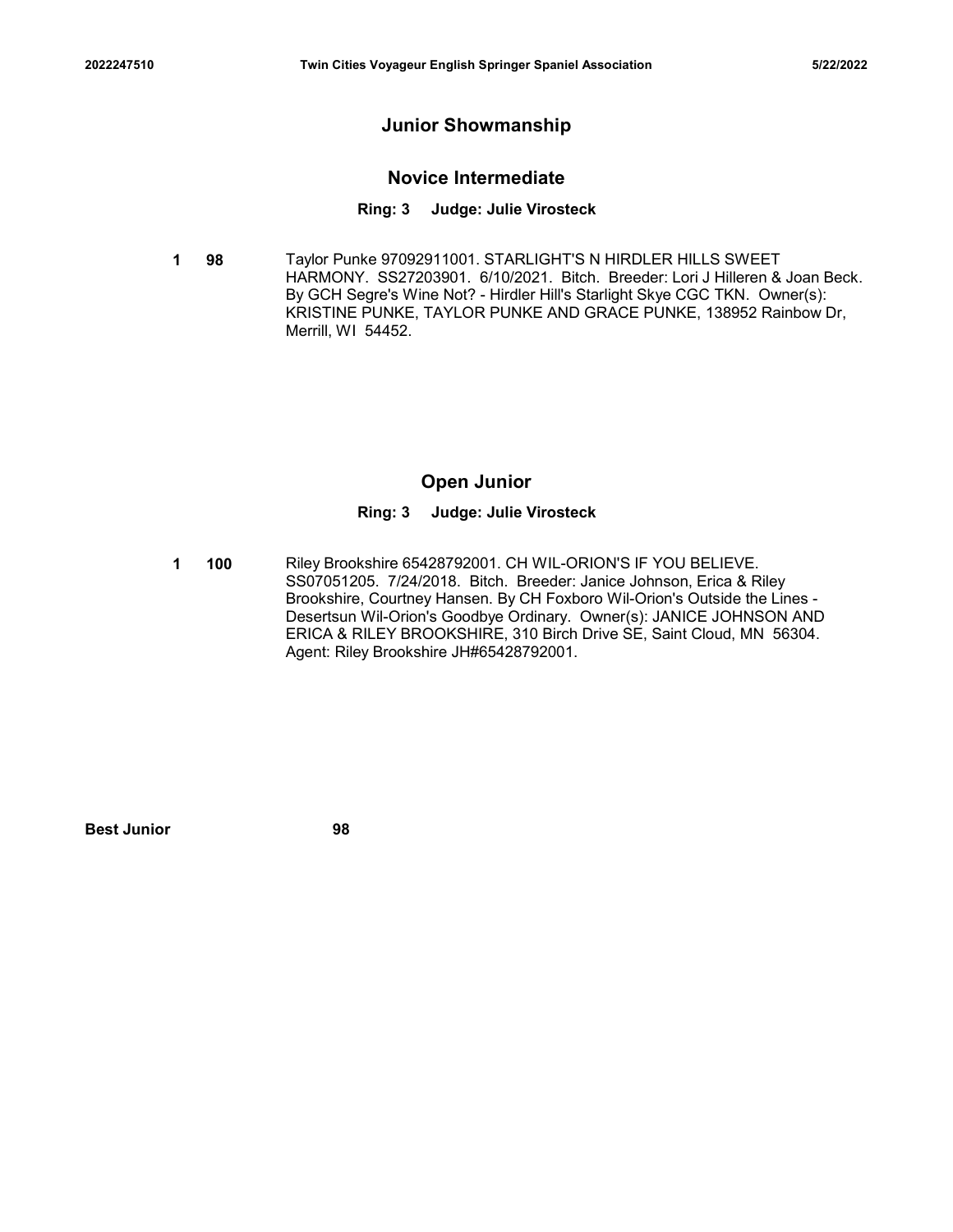## Junior Showmanship

### Novice Intermediate

**Ring: 3 Judge: Julie Virosteck**

**1** **98** Taylor Punke 97092911001. STARLIGHT'S N HIRDLER HILLS SWEET HARMONY. SS27203901. 6/10/2021. Bitch. Breeder: Lori J Hilleren & Joan Beck. By GCH Segre's Wine Not? - Hirdler Hill's Starlight Skye CGC TKN. Owner(s): KRISTINE PUNKE, TAYLOR PUNKE AND GRACE PUNKE, 138952 Rainbow Dr, Merrill, WI 54452.

### Open Junior

**Ring: 3 Judge: Julie Virosteck**

**1** **100** Riley Brookshire 65428792001. CH WIL-ORION'S IF YOU BELIEVE. SS07051205. 7/24/2018. Bitch. Breeder: Janice Johnson, Erica & Riley Brookshire, Courtney Hansen. By CH Foxboro Wil-Orion's Outside the Lines - Desertsun Wil-Orion's Goodbye Ordinary. Owner(s): JANICE JOHNSON AND ERICA & RILEY BROOKSHIRE, 310 Birch Drive SE, Saint Cloud, MN 56304. Agent: Riley Brookshire JH#65428792001.

**Best Junior** **98**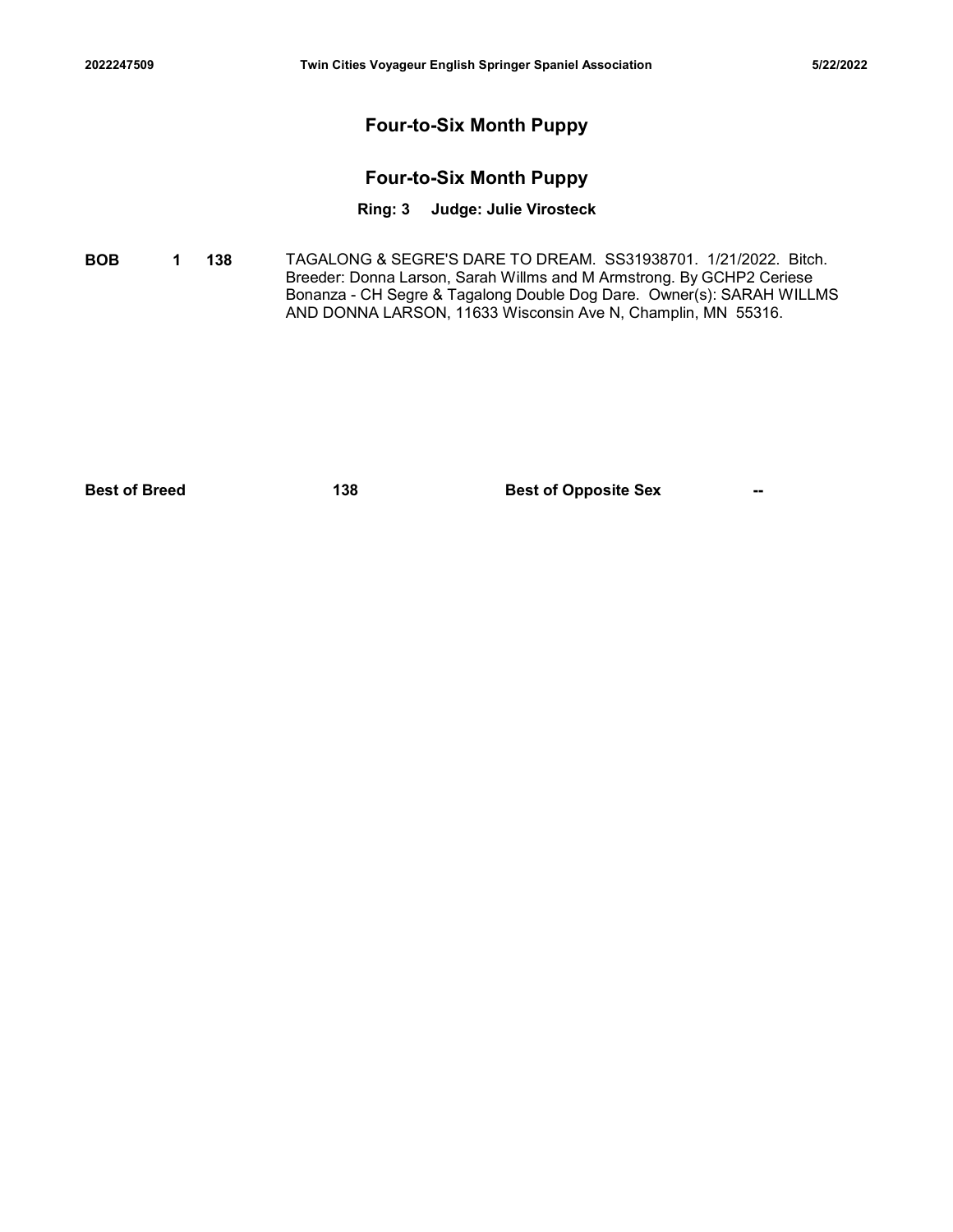## Four-to-Six Month Puppy

### Four-to-Six Month Puppy

**Ring: 3 Judge: Julie Virosteck**

| | | | |
|---|---|---|---|
| **BOB** | **1** | **138** | TAGALONG & SEGRE'S DARE TO DREAM. SS31938701. 1/21/2022. Bitch. Breeder: Donna Larson, Sarah Willms and M Armstrong. By GCHP2 Ceriese Bonanza - CH Segre & Tagalong Double Dog Dare. Owner(s): SARAH WILLMS AND DONNA LARSON, 11633 Wisconsin Ave N, Champlin, MN 55316. |

| | | | |
|---|---|---|---|
| **Best of Breed** | 138 | **Best of Opposite Sex** | -- |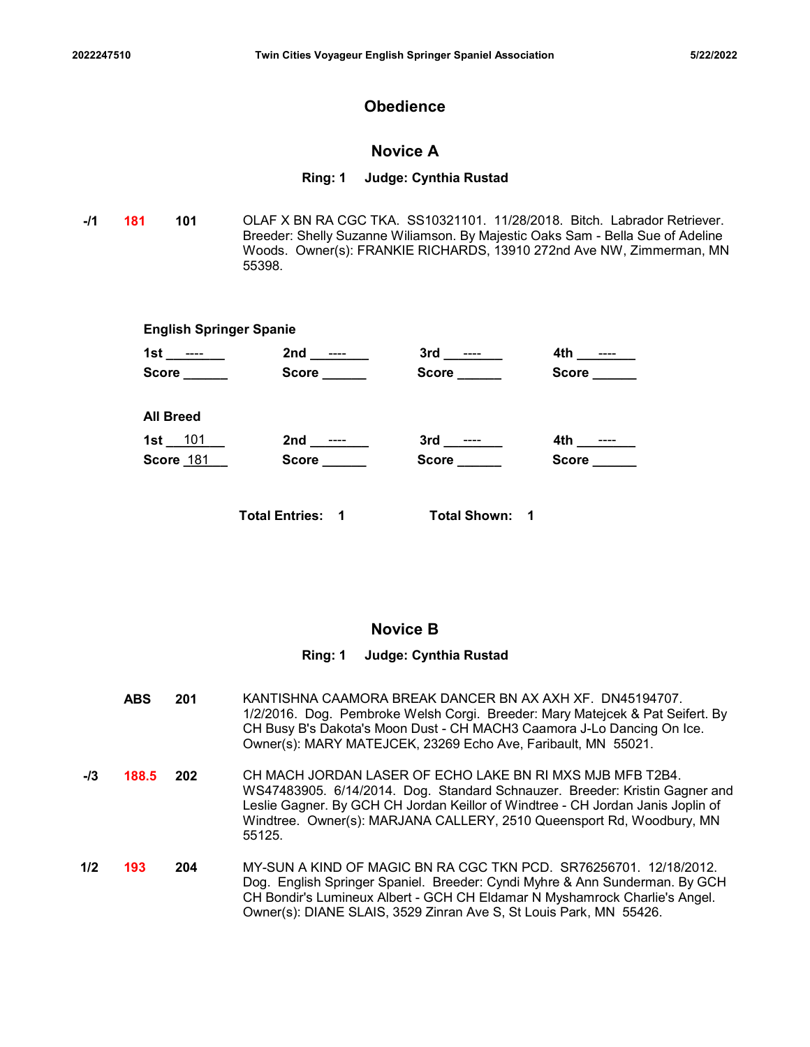# Obedience

## Novice A

**Ring: 1 Judge: Cynthia Rustad**

| | | | |
|---|---|---|---|
| -/1 | 181 | 101 | OLAF X BN RA CGC TKA. SS10321101. 11/28/2018. Bitch. Labrador Retriever. Breeder: Shelly Suzanne Wiliamson. By Majestic Oaks Sam - Bella Sue of Adeline Woods. Owner(s): FRANKIE RICHARDS, 13910 272nd Ave NW, Zimmerman, MN 55398. |

**English Springer Spanie**

| 1st ---- | 2nd ---- | 3rd ---- | 4th ---- |
|---|---|---|---|
| Score | Score | Score | Score |

**All Breed**

| 1st 101 | 2nd ---- | 3rd ---- | 4th ---- |
|---|---|---|---|
| Score 181 | Score | Score | Score |

**Total Entries: 1** **Total Shown: 1**

## Novice B

**Ring: 1 Judge: Cynthia Rustad**

| | | | |
|---|---|---|---|
| | ABS | 201 | KANTISHNA CAAMORA BREAK DANCER BN AX AXH XF. DN45194707. 1/2/2016. Dog. Pembroke Welsh Corgi. Breeder: Mary Matejcek & Pat Seifert. By CH Busy B's Dakota's Moon Dust - CH MACH3 Caamora J-Lo Dancing On Ice. Owner(s): MARY MATEJCEK, 23269 Echo Ave, Faribault, MN 55021. |
| -/3 | 188.5 | 202 | CH MACH JORDAN LASER OF ECHO LAKE BN RI MXS MJB MFB T2B4. WS47483905. 6/14/2014. Dog. Standard Schnauzer. Breeder: Kristin Gagner and Leslie Gagner. By GCH CH Jordan Keillor of Windtree - CH Jordan Janis Joplin of Windtree. Owner(s): MARJANA CALLERY, 2510 Queensport Rd, Woodbury, MN 55125. |
| 1/2 | 193 | 204 | MY-SUN A KIND OF MAGIC BN RA CGC TKN PCD. SR76256701. 12/18/2012. Dog. English Springer Spaniel. Breeder: Cyndi Myhre & Ann Sunderman. By GCH CH Bondir's Lumineux Albert - GCH CH Eldamar N Myshamrock Charlie's Angel. Owner(s): DIANE SLAIS, 3529 Zinran Ave S, St Louis Park, MN 55426. |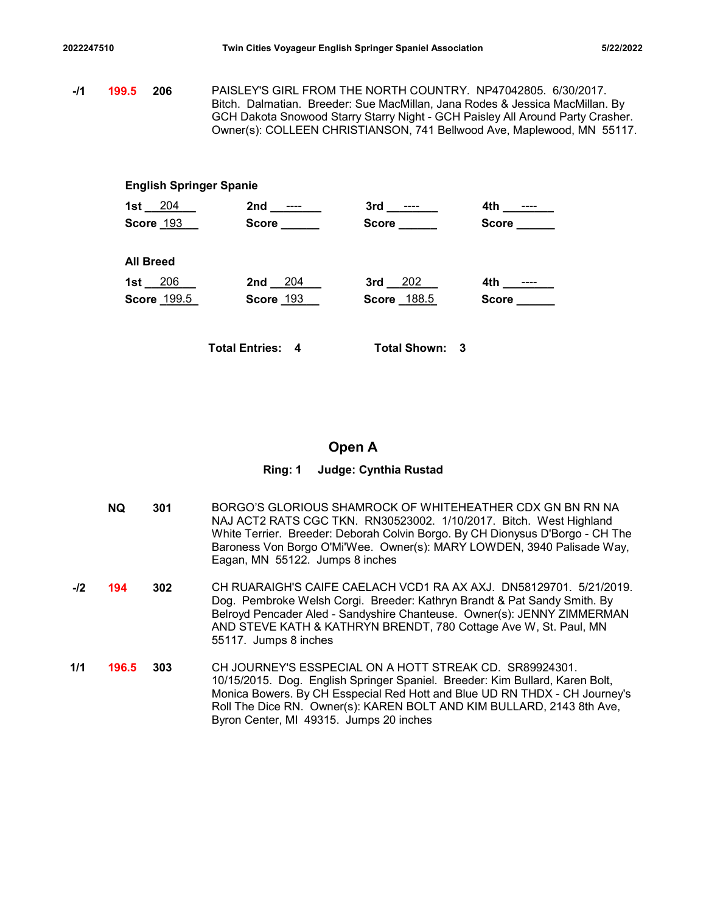| | | | |
|---|---|---|---|
| -/1 | 199.5 | 206 | PAISLEY'S GIRL FROM THE NORTH COUNTRY. NP47042805. 6/30/2017. Bitch. Dalmatian. Breeder: Sue MacMillan, Jana Rodes & Jessica MacMillan. By GCH Dakota Snowood Starry Starry Night - GCH Paisley All Around Party Crasher. Owner(s): COLLEEN CHRISTIANSON, 741 Bellwood Ave, Maplewood, MN 55117. |

**English Springer Spanie**

| 1st 204 | 2nd ---- | 3rd ---- | 4th ---- |
|---|---|---|---|
| Score 193 | Score | Score | Score |

**All Breed**

| 1st 206 | 2nd 204 | 3rd 202 | 4th ---- |
|---|---|---|---|
| Score 199.5 | Score 193 | Score 188.5 | Score |

**Total Entries: 4** **Total Shown: 3**

## Open A

**Ring: 1 Judge: Cynthia Rustad**

| | | | |
|---|---|---|---|
| | NQ | 301 | BORGO'S GLORIOUS SHAMROCK OF WHITEHEATHER CDX GN BN RN NA NAJ ACT2 RATS CGC TKN. RN30523002. 1/10/2017. Bitch. West Highland White Terrier. Breeder: Deborah Colvin Borgo. By CH Dionysus D'Borgo - CH The Baroness Von Borgo O'Mi'Wee. Owner(s): MARY LOWDEN, 3940 Palisade Way, Eagan, MN 55122. Jumps 8 inches |
| -/2 | 194 | 302 | CH RUARAIGH'S CAIFE CAELACH VCD1 RA AX AXJ. DN58129701. 5/21/2019. Dog. Pembroke Welsh Corgi. Breeder: Kathryn Brandt & Pat Sandy Smith. By Belroyd Pencader Aled - Sandyshire Chanteuse. Owner(s): JENNY ZIMMERMAN AND STEVE KATH & KATHRYN BRENDT, 780 Cottage Ave W, St. Paul, MN 55117. Jumps 8 inches |
| 1/1 | 196.5 | 303 | CH JOURNEY'S ESSPECIAL ON A HOTT STREAK CD. SR89924301. 10/15/2015. Dog. English Springer Spaniel. Breeder: Kim Bullard, Karen Bolt, Monica Bowers. By CH Esspecial Red Hott and Blue UD RN THDX - CH Journey's Roll The Dice RN. Owner(s): KAREN BOLT AND KIM BULLARD, 2143 8th Ave, Byron Center, MI 49315. Jumps 20 inches |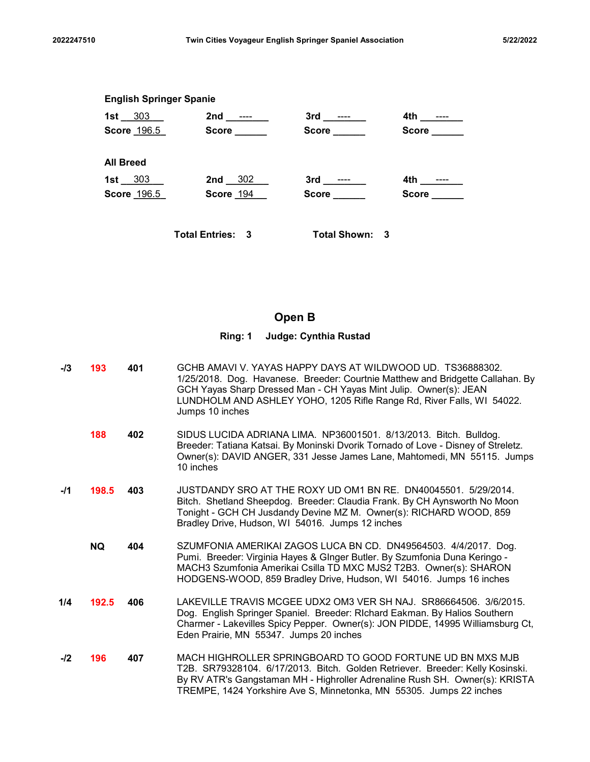**English Springer Spanie**

| 1st 303 | 2nd ---- | 3rd ---- | 4th ---- |
|---|---|---|---|
| Score 196.5 | Score | Score | Score |

**All Breed**

| 1st 303 | 2nd 302 | 3rd ---- | 4th ---- |
|---|---|---|---|
| Score 196.5 | Score 194 | Score | Score |

**Total Entries: 3** **Total Shown: 3**

## Open B

**Ring: 1 Judge: Cynthia Rustad**

| Place | Score | Armband | Entry |
|---|---|---|---|
| -/3 | 193 | 401 | GCHB AMAVI V. YAYAS HAPPY DAYS AT WILDWOOD UD. TS36888302. 1/25/2018. Dog. Havanese. Breeder: Courtnie Matthew and Bridgette Callahan. By GCH Yayas Sharp Dressed Man - CH Yayas Mint Julip. Owner(s): JEAN LUNDHOLM AND ASHLEY YOHO, 1205 Rifle Range Rd, River Falls, WI 54022. Jumps 10 inches |
| | 188 | 402 | SIDUS LUCIDA ADRIANA LIMA. NP36001501. 8/13/2013. Bitch. Bulldog. Breeder: Tatiana Katsai. By Moninski Dvorik Tornado of Love - Disney of Streletz. Owner(s): DAVID ANGER, 331 Jesse James Lane, Mahtomedi, MN 55115. Jumps 10 inches |
| -/1 | 198.5 | 403 | JUSTDANDY SRO AT THE ROXY UD OM1 BN RE. DN40045501. 5/29/2014. Bitch. Shetland Sheepdog. Breeder: Claudia Frank. By CH Aynsworth No Moon Tonight - GCH CH Jusdandy Devine MZ M. Owner(s): RICHARD WOOD, 859 Bradley Drive, Hudson, WI 54016. Jumps 12 inches |
| | NQ | 404 | SZUMFONIA AMERIKAI ZAGOS LUCA BN CD. DN49564503. 4/4/2017. Dog. Pumi. Breeder: Virginia Hayes & GInger Butler. By Szumfonia Duna Keringo - MACH3 Szumfonia Amerikai Csilla TD MXC MJS2 T2B3. Owner(s): SHARON HODGENS-WOOD, 859 Bradley Drive, Hudson, WI 54016. Jumps 16 inches |
| 1/4 | 192.5 | 406 | LAKEVILLE TRAVIS MCGEE UDX2 OM3 VER SH NAJ. SR86664506. 3/6/2015. Dog. English Springer Spaniel. Breeder: RIchard Eakman. By Halios Southern Charmer - Lakevilles Spicy Pepper. Owner(s): JON PIDDE, 14995 Williamsburg Ct, Eden Prairie, MN 55347. Jumps 20 inches |
| -/2 | 196 | 407 | MACH HIGHROLLER SPRINGBOARD TO GOOD FORTUNE UD BN MXS MJB T2B. SR79328104. 6/17/2013. Bitch. Golden Retriever. Breeder: Kelly Kosinski. By RV ATR's Gangstaman MH - Highroller Adrenaline Rush SH. Owner(s): KRISTA TREMPE, 1424 Yorkshire Ave S, Minnetonka, MN 55305. Jumps 22 inches |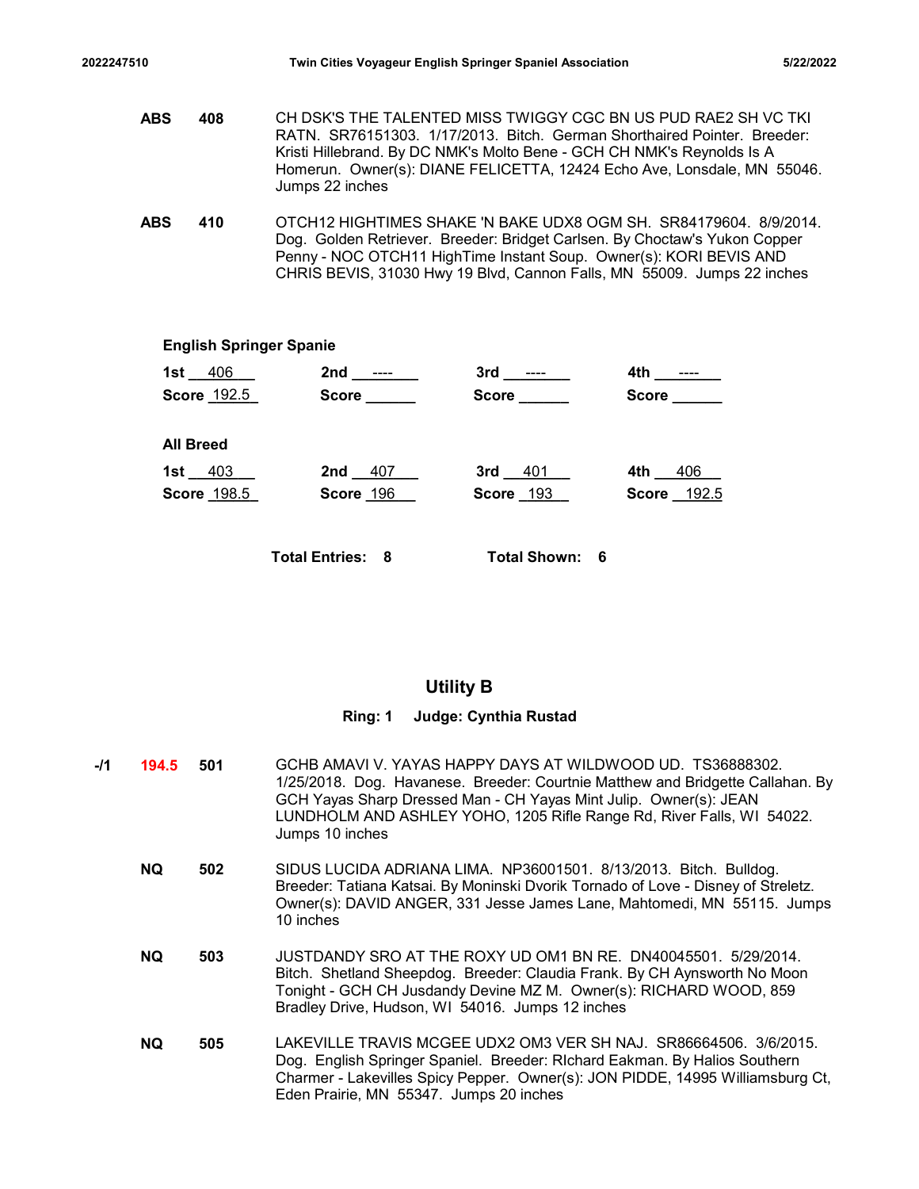**ABS** **408** CH DSK'S THE TALENTED MISS TWIGGY CGC BN US PUD RAE2 SH VC TKI RATN. SR76151303. 1/17/2013. Bitch. German Shorthaired Pointer. Breeder: Kristi Hillebrand. By DC NMK's Molto Bene - GCH CH NMK's Reynolds Is A Homerun. Owner(s): DIANE FELICETTA, 12424 Echo Ave, Lonsdale, MN 55046. Jumps 22 inches

**ABS** **410** OTCH12 HIGHTIMES SHAKE 'N BAKE UDX8 OGM SH. SR84179604. 8/9/2014. Dog. Golden Retriever. Breeder: Bridget Carlsen. By Choctaw's Yukon Copper Penny - NOC OTCH11 HighTime Instant Soup. Owner(s): KORI BEVIS AND CHRIS BEVIS, 31030 Hwy 19 Blvd, Cannon Falls, MN 55009. Jumps 22 inches

**English Springer Spanie**

| 1st | 2nd | 3rd | 4th |
|---|---|---|---|
| 406 | ---- | ---- | ---- |
| Score 192.5 | Score | Score | Score |

**All Breed**

| 1st | 2nd | 3rd | 4th |
|---|---|---|---|
| 403 | 407 | 401 | 406 |
| Score 198.5 | Score 196 | Score 193 | Score 192.5 |

**Total Entries: 8** **Total Shown: 6**

## Utility B

**Ring: 1 Judge: Cynthia Rustad**

**-/1** **194.5** **501** GCHB AMAVI V. YAYAS HAPPY DAYS AT WILDWOOD UD. TS36888302. 1/25/2018. Dog. Havanese. Breeder: Courtnie Matthew and Bridgette Callahan. By GCH Yayas Sharp Dressed Man - CH Yayas Mint Julip. Owner(s): JEAN LUNDHOLM AND ASHLEY YOHO, 1205 Rifle Range Rd, River Falls, WI 54022. Jumps 10 inches

**NQ** **502** SIDUS LUCIDA ADRIANA LIMA. NP36001501. 8/13/2013. Bitch. Bulldog. Breeder: Tatiana Katsai. By Moninski Dvorik Tornado of Love - Disney of Streletz. Owner(s): DAVID ANGER, 331 Jesse James Lane, Mahtomedi, MN 55115. Jumps 10 inches

**NQ** **503** JUSTDANDY SRO AT THE ROXY UD OM1 BN RE. DN40045501. 5/29/2014. Bitch. Shetland Sheepdog. Breeder: Claudia Frank. By CH Aynsworth No Moon Tonight - GCH CH Jusdandy Devine MZ M. Owner(s): RICHARD WOOD, 859 Bradley Drive, Hudson, WI 54016. Jumps 12 inches

**NQ** **505** LAKEVILLE TRAVIS MCGEE UDX2 OM3 VER SH NAJ. SR86664506. 3/6/2015. Dog. English Springer Spaniel. Breeder: RIchard Eakman. By Halios Southern Charmer - Lakevilles Spicy Pepper. Owner(s): JON PIDDE, 14995 Williamsburg Ct, Eden Prairie, MN 55347. Jumps 20 inches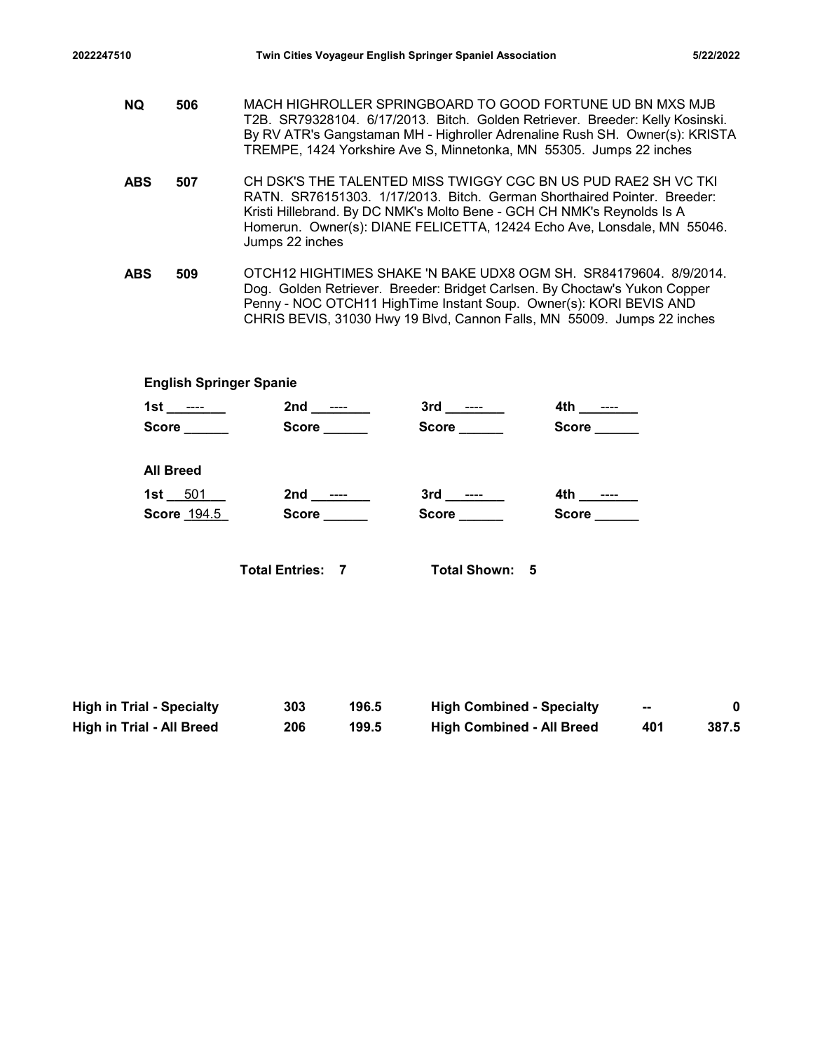| | | |
|---|---|---|
| NQ | 506 | MACH HIGHROLLER SPRINGBOARD TO GOOD FORTUNE UD BN MXS MJB T2B. SR79328104. 6/17/2013. Bitch. Golden Retriever. Breeder: Kelly Kosinski. By RV ATR's Gangstaman MH - Highroller Adrenaline Rush SH. Owner(s): KRISTA TREMPE, 1424 Yorkshire Ave S, Minnetonka, MN 55305. Jumps 22 inches |
| ABS | 507 | CH DSK'S THE TALENTED MISS TWIGGY CGC BN US PUD RAE2 SH VC TKI RATN. SR76151303. 1/17/2013. Bitch. German Shorthaired Pointer. Breeder: Kristi Hillebrand. By DC NMK's Molto Bene - GCH CH NMK's Reynolds Is A Homerun. Owner(s): DIANE FELICETTA, 12424 Echo Ave, Lonsdale, MN 55046. Jumps 22 inches |
| ABS | 509 | OTCH12 HIGHTIMES SHAKE 'N BAKE UDX8 OGM SH. SR84179604. 8/9/2014. Dog. Golden Retriever. Breeder: Bridget Carlsen. By Choctaw's Yukon Copper Penny - NOC OTCH11 HighTime Instant Soup. Owner(s): KORI BEVIS AND CHRIS BEVIS, 31030 Hwy 19 Blvd, Cannon Falls, MN 55009. Jumps 22 inches |

**English Springer Spanie**

| 1st ---- | 2nd ---- | 3rd ---- | 4th ---- |
|---|---|---|---|
| Score | Score | Score | Score |

**All Breed**

| 1st 501 | 2nd ---- | 3rd ---- | 4th ---- |
|---|---|---|---|
| Score 194.5 | Score | Score | Score |

**Total Entries: 7** **Total Shown: 5**

| | | | | | |
|---|---|---|---|---|---|
| **High in Trial - Specialty** | 303 | 196.5 | **High Combined - Specialty** | -- | 0 |
| **High in Trial - All Breed** | 206 | 199.5 | **High Combined - All Breed** | 401 | 387.5 |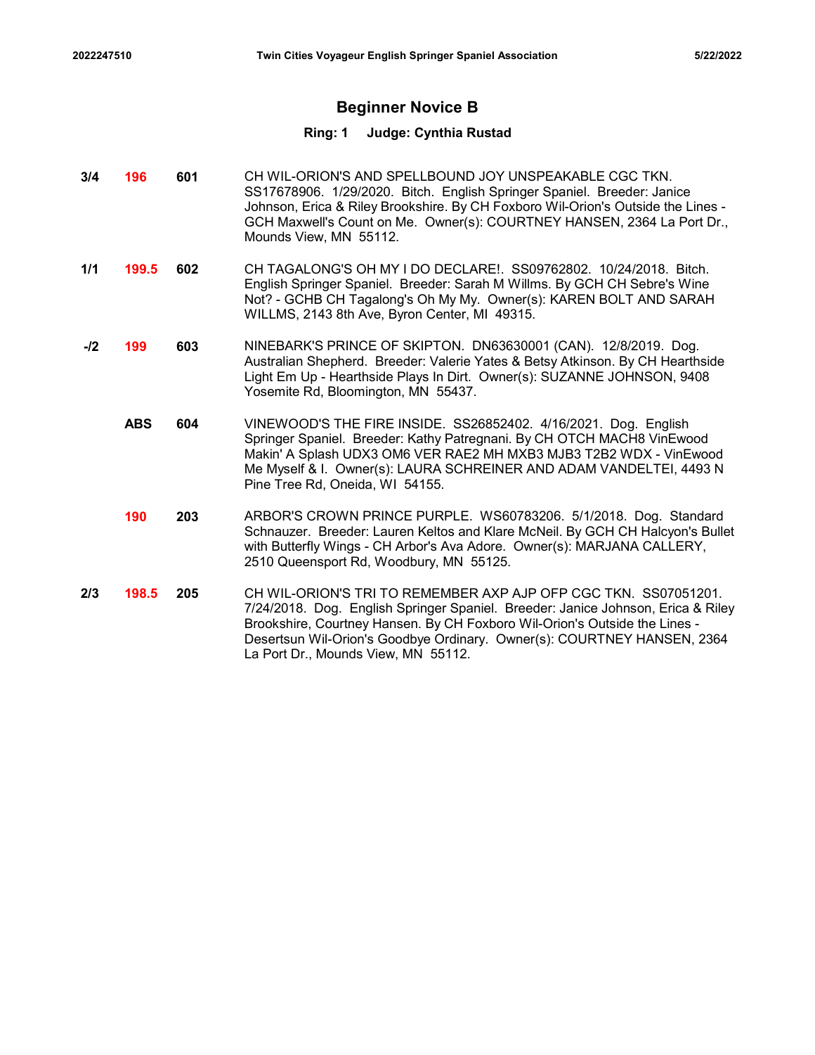## Beginner Novice B

**Ring: 1 Judge: Cynthia Rustad**

| Placement | Score | Armband | Entry |
|---|---|---|---|
| 3/4 | 196 | 601 | CH WIL-ORION'S AND SPELLBOUND JOY UNSPEAKABLE CGC TKN. SS17678906. 1/29/2020. Bitch. English Springer Spaniel. Breeder: Janice Johnson, Erica & Riley Brookshire. By CH Foxboro Wil-Orion's Outside the Lines - GCH Maxwell's Count on Me. Owner(s): COURTNEY HANSEN, 2364 La Port Dr., Mounds View, MN 55112. |
| 1/1 | 199.5 | 602 | CH TAGALONG'S OH MY I DO DECLARE!. SS09762802. 10/24/2018. Bitch. English Springer Spaniel. Breeder: Sarah M Willms. By GCH CH Sebre's Wine Not? - GCHB CH Tagalong's Oh My My. Owner(s): KAREN BOLT AND SARAH WILLMS, 2143 8th Ave, Byron Center, MI 49315. |
| -/2 | 199 | 603 | NINEBARK'S PRINCE OF SKIPTON. DN63630001 (CAN). 12/8/2019. Dog. Australian Shepherd. Breeder: Valerie Yates & Betsy Atkinson. By CH Hearthside Light Em Up - Hearthside Plays In Dirt. Owner(s): SUZANNE JOHNSON, 9408 Yosemite Rd, Bloomington, MN 55437. |
| | ABS | 604 | VINEWOOD'S THE FIRE INSIDE. SS26852402. 4/16/2021. Dog. English Springer Spaniel. Breeder: Kathy Patregnani. By CH OTCH MACH8 VinEwood Makin' A Splash UDX3 OM6 VER RAE2 MH MXB3 MJB3 T2B2 WDX - VinEwood Me Myself & I. Owner(s): LAURA SCHREINER AND ADAM VANDELTEI, 4493 N Pine Tree Rd, Oneida, WI 54155. |
| | 190 | 203 | ARBOR'S CROWN PRINCE PURPLE. WS60783206. 5/1/2018. Dog. Standard Schnauzer. Breeder: Lauren Keltos and Klare McNeil. By GCH CH Halcyon's Bullet with Butterfly Wings - CH Arbor's Ava Adore. Owner(s): MARJANA CALLERY, 2510 Queensport Rd, Woodbury, MN 55125. |
| 2/3 | 198.5 | 205 | CH WIL-ORION'S TRI TO REMEMBER AXP AJP OFP CGC TKN. SS07051201. 7/24/2018. Dog. English Springer Spaniel. Breeder: Janice Johnson, Erica & Riley Brookshire, Courtney Hansen. By CH Foxboro Wil-Orion's Outside the Lines - Desertsun Wil-Orion's Goodbye Ordinary. Owner(s): COURTNEY HANSEN, 2364 La Port Dr., Mounds View, MN 55112. |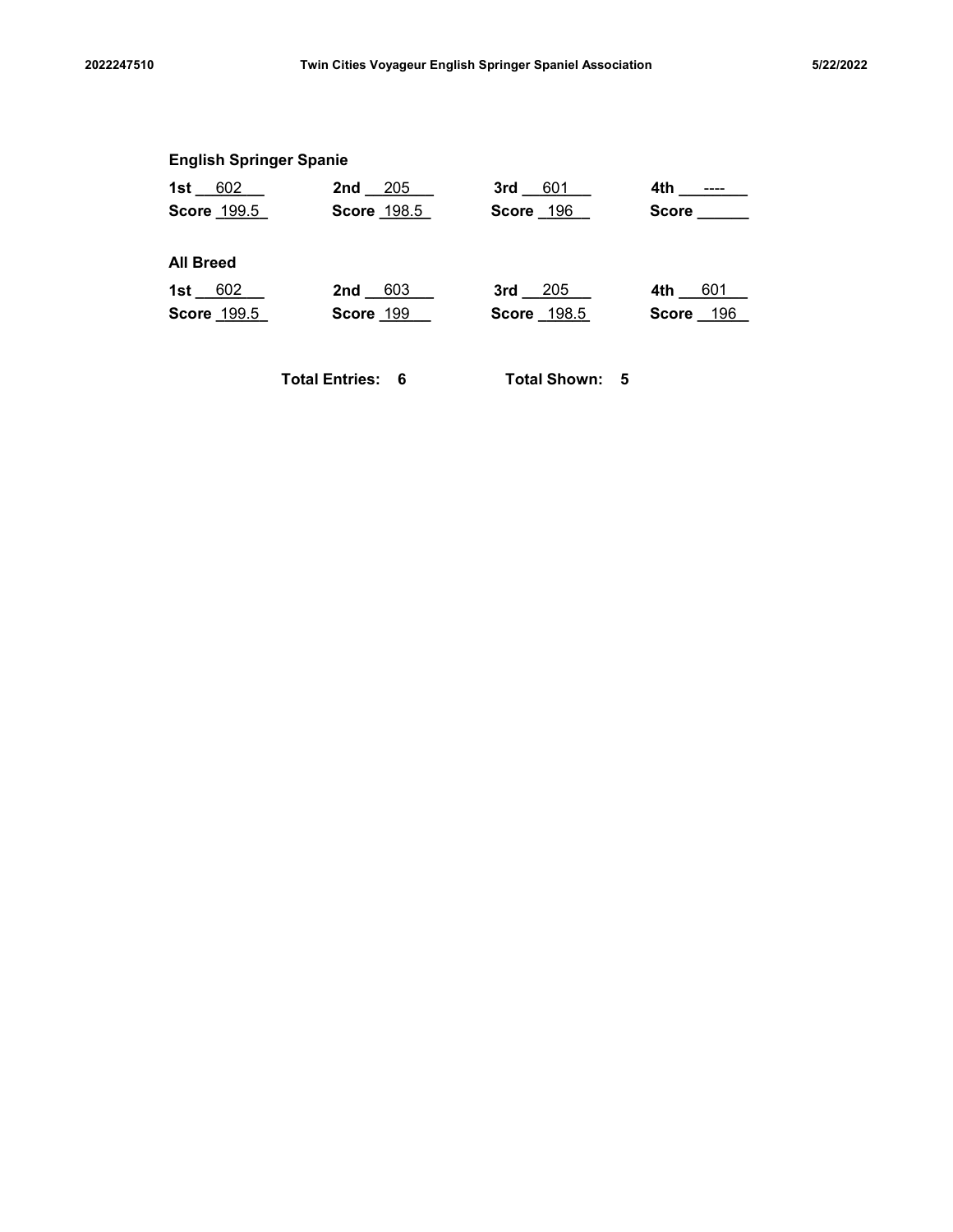**English Springer Spanie**

| 1st | 2nd | 3rd | 4th |
|---|---|---|---|
| 602 | 205 | 601 | ---- |
| Score 199.5 | Score 198.5 | Score 196 | Score |

**All Breed**

| 1st | 2nd | 3rd | 4th |
|---|---|---|---|
| 602 | 603 | 205 | 601 |
| Score 199.5 | Score 199 | Score 198.5 | Score 196 |

**Total Entries: 6** **Total Shown: 5**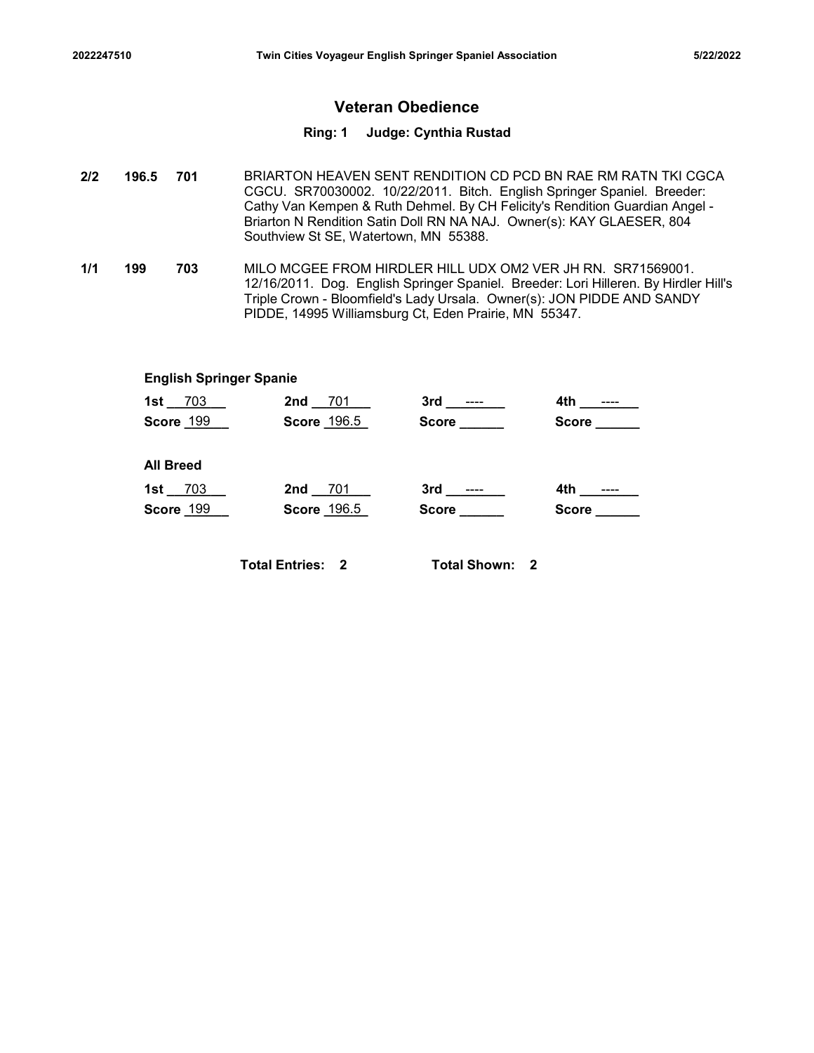## Veteran Obedience

### Ring: 1 Judge: Cynthia Rustad

| | | | |
|---|---|---|---|
| 2/2 | 196.5 | 701 | BRIARTON HEAVEN SENT RENDITION CD PCD BN RAE RM RATN TKI CGCA CGCU. SR70030002. 10/22/2011. Bitch. English Springer Spaniel. Breeder: Cathy Van Kempen & Ruth Dehmel. By CH Felicity's Rendition Guardian Angel - Briarton N Rendition Satin Doll RN NA NAJ. Owner(s): KAY GLAESER, 804 Southview St SE, Watertown, MN 55388. |
| 1/1 | 199 | 703 | MILO MCGEE FROM HIRDLER HILL UDX OM2 VER JH RN. SR71569001. 12/16/2011. Dog. English Springer Spaniel. Breeder: Lori Hilleren. By Hirdler Hill's Triple Crown - Bloomfield's Lady Ursala. Owner(s): JON PIDDE AND SANDY PIDDE, 14995 Williamsburg Ct, Eden Prairie, MN 55347. |

**English Springer Spanie**

| 1st 703 | 2nd 701 | 3rd ---- | 4th ---- |
|---|---|---|---|
| Score 199 | Score 196.5 | Score | Score |

**All Breed**

| 1st 703 | 2nd 701 | 3rd ---- | 4th ---- |
|---|---|---|---|
| Score 199 | Score 196.5 | Score | Score |

**Total Entries: 2** **Total Shown: 2**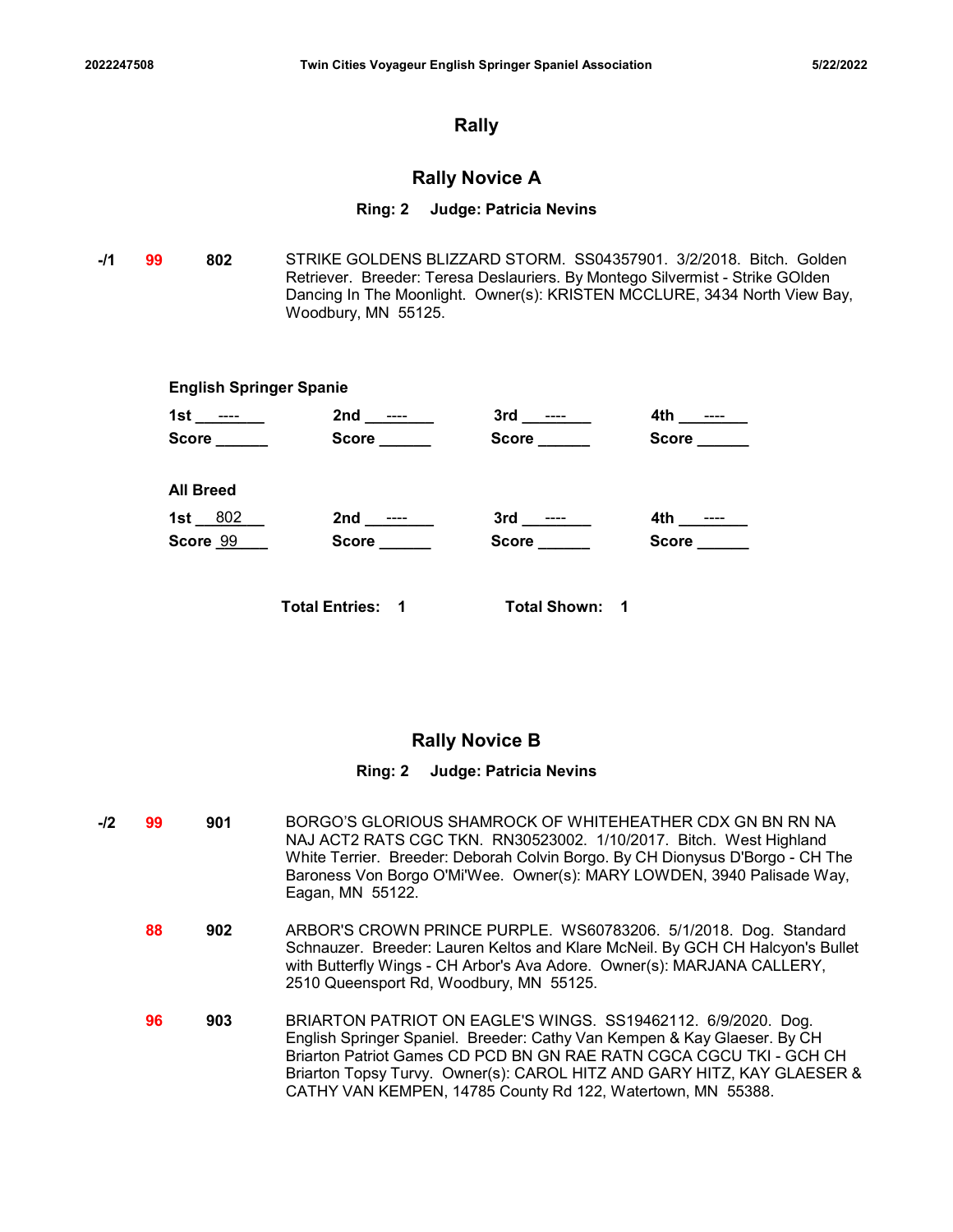# Rally

## Rally Novice A

**Ring: 2 Judge: Patricia Nevins**

-/1 **99** **802** STRIKE GOLDENS BLIZZARD STORM. SS04357901. 3/2/2018. Bitch. Golden Retriever. Breeder: Teresa Deslauriers. By Montego Silvermist - Strike GOlden Dancing In The Moonlight. Owner(s): KRISTEN MCCLURE, 3434 North View Bay, Woodbury, MN 55125.

**English Springer Spanie**

| 1st ---- | 2nd ---- | 3rd ---- | 4th ---- |
|---|---|---|---|
| Score | Score | Score | Score |

**All Breed**

| 1st 802 | 2nd ---- | 3rd ---- | 4th ---- |
|---|---|---|---|
| Score 99 | Score | Score | Score |

**Total Entries: 1** **Total Shown: 1**

## Rally Novice B

**Ring: 2 Judge: Patricia Nevins**

-/2 **99** **901** BORGO'S GLORIOUS SHAMROCK OF WHITEHEATHER CDX GN BN RN NA NAJ ACT2 RATS CGC TKN. RN30523002. 1/10/2017. Bitch. West Highland White Terrier. Breeder: Deborah Colvin Borgo. By CH Dionysus D'Borgo - CH The Baroness Von Borgo O'Mi'Wee. Owner(s): MARY LOWDEN, 3940 Palisade Way, Eagan, MN 55122.

**88** **902** ARBOR'S CROWN PRINCE PURPLE. WS60783206. 5/1/2018. Dog. Standard Schnauzer. Breeder: Lauren Keltos and Klare McNeil. By GCH CH Halcyon's Bullet with Butterfly Wings - CH Arbor's Ava Adore. Owner(s): MARJANA CALLERY, 2510 Queensport Rd, Woodbury, MN 55125.

**96** **903** BRIARTON PATRIOT ON EAGLE'S WINGS. SS19462112. 6/9/2020. Dog. English Springer Spaniel. Breeder: Cathy Van Kempen & Kay Glaeser. By CH Briarton Patriot Games CD PCD BN GN RAE RATN CGCA CGCU TKI - GCH CH Briarton Topsy Turvy. Owner(s): CAROL HITZ AND GARY HITZ, KAY GLAESER & CATHY VAN KEMPEN, 14785 County Rd 122, Watertown, MN 55388.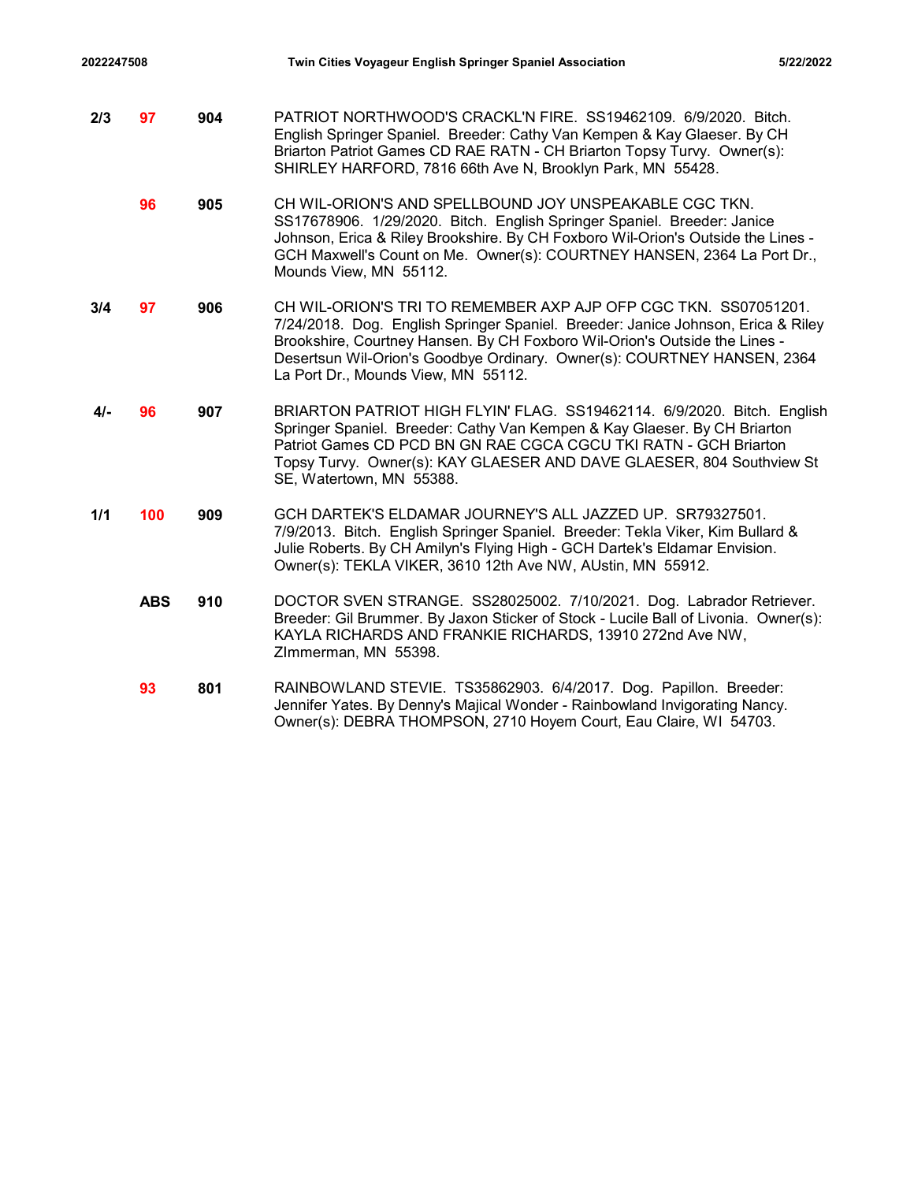| Placement | Score | Armband | Entry |
|---|---|---|---|
| 2/3 | 97 | 904 | PATRIOT NORTHWOOD'S CRACKL'N FIRE. SS19462109. 6/9/2020. Bitch. English Springer Spaniel. Breeder: Cathy Van Kempen & Kay Glaeser. By CH Briarton Patriot Games CD RAE RATN - CH Briarton Topsy Turvy. Owner(s): SHIRLEY HARFORD, 7816 66th Ave N, Brooklyn Park, MN 55428. |
| | 96 | 905 | CH WIL-ORION'S AND SPELLBOUND JOY UNSPEAKABLE CGC TKN. SS17678906. 1/29/2020. Bitch. English Springer Spaniel. Breeder: Janice Johnson, Erica & Riley Brookshire. By CH Foxboro Wil-Orion's Outside the Lines - GCH Maxwell's Count on Me. Owner(s): COURTNEY HANSEN, 2364 La Port Dr., Mounds View, MN 55112. |
| 3/4 | 97 | 906 | CH WIL-ORION'S TRI TO REMEMBER AXP AJP OFP CGC TKN. SS07051201. 7/24/2018. Dog. English Springer Spaniel. Breeder: Janice Johnson, Erica & Riley Brookshire, Courtney Hansen. By CH Foxboro Wil-Orion's Outside the Lines - Desertsun Wil-Orion's Goodbye Ordinary. Owner(s): COURTNEY HANSEN, 2364 La Port Dr., Mounds View, MN 55112. |
| 4/- | 96 | 907 | BRIARTON PATRIOT HIGH FLYIN' FLAG. SS19462114. 6/9/2020. Bitch. English Springer Spaniel. Breeder: Cathy Van Kempen & Kay Glaeser. By CH Briarton Patriot Games CD PCD BN GN RAE CGCA CGCU TKI RATN - GCH Briarton Topsy Turvy. Owner(s): KAY GLAESER AND DAVE GLAESER, 804 Southview St SE, Watertown, MN 55388. |
| 1/1 | 100 | 909 | GCH DARTEK'S ELDAMAR JOURNEY'S ALL JAZZED UP. SR79327501. 7/9/2013. Bitch. English Springer Spaniel. Breeder: Tekla Viker, Kim Bullard & Julie Roberts. By CH Amilyn's Flying High - GCH Dartek's Eldamar Envision. Owner(s): TEKLA VIKER, 3610 12th Ave NW, AUstin, MN 55912. |
| | ABS | 910 | DOCTOR SVEN STRANGE. SS28025002. 7/10/2021. Dog. Labrador Retriever. Breeder: Gil Brummer. By Jaxon Sticker of Stock - Lucile Ball of Livonia. Owner(s): KAYLA RICHARDS AND FRANKIE RICHARDS, 13910 272nd Ave NW, ZImmerman, MN 55398. |
| | 93 | 801 | RAINBOWLAND STEVIE. TS35862903. 6/4/2017. Dog. Papillon. Breeder: Jennifer Yates. By Denny's Majical Wonder - Rainbowland Invigorating Nancy. Owner(s): DEBRA THOMPSON, 2710 Hoyem Court, Eau Claire, WI 54703. |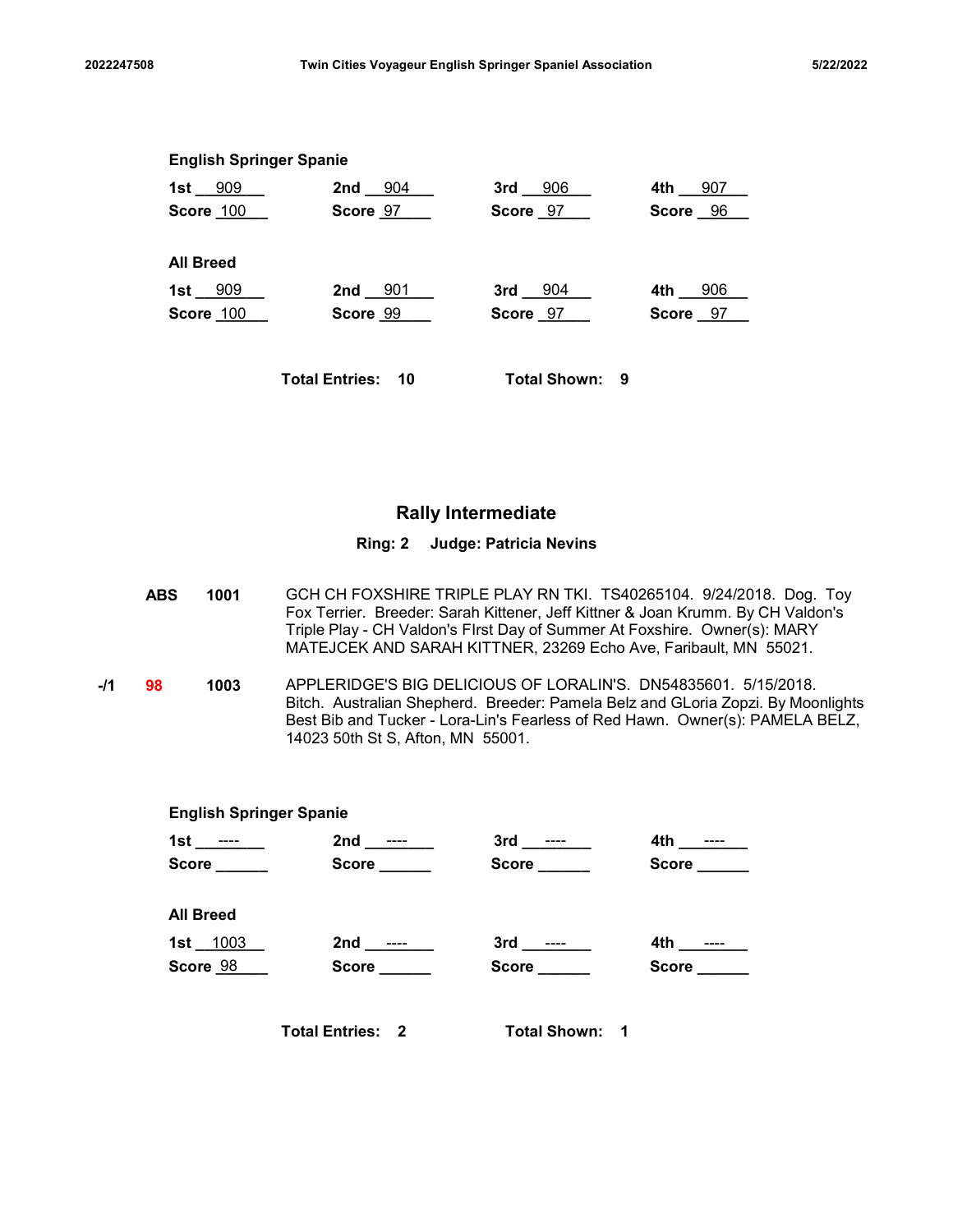**English Springer Spanie**

| 1st | 2nd | 3rd | 4th |
|---|---|---|---|
| 909 | 904 | 906 | 907 |
| Score 100 | Score 97 | Score 97 | Score 96 |

**All Breed**

| 1st | 2nd | 3rd | 4th |
|---|---|---|---|
| 909 | 901 | 904 | 906 |
| Score 100 | Score 99 | Score 97 | Score 97 |

**Total Entries: 10** **Total Shown: 9**

## Rally Intermediate

**Ring: 2 Judge: Patricia Nevins**

**ABS** **1001** GCH CH FOXSHIRE TRIPLE PLAY RN TKI. TS40265104. 9/24/2018. Dog. Toy Fox Terrier. Breeder: Sarah Kittener, Jeff Kittner & Joan Krumm. By CH Valdon's Triple Play - CH Valdon's FIrst Day of Summer At Foxshire. Owner(s): MARY MATEJCEK AND SARAH KITTNER, 23269 Echo Ave, Faribault, MN 55021.

**-/1** **98** **1003** APPLERIDGE'S BIG DELICIOUS OF LORALIN'S. DN54835601. 5/15/2018. Bitch. Australian Shepherd. Breeder: Pamela Belz and GLoria Zopzi. By Moonlights Best Bib and Tucker - Lora-Lin's Fearless of Red Hawn. Owner(s): PAMELA BELZ, 14023 50th St S, Afton, MN 55001.

**English Springer Spanie**

| 1st | 2nd | 3rd | 4th |
|---|---|---|---|
| ---- | ---- | ---- | ---- |
| Score | Score | Score | Score |

**All Breed**

| 1st | 2nd | 3rd | 4th |
|---|---|---|---|
| 1003 | ---- | ---- | ---- |
| Score 98 | Score | Score | Score |

**Total Entries: 2** **Total Shown: 1**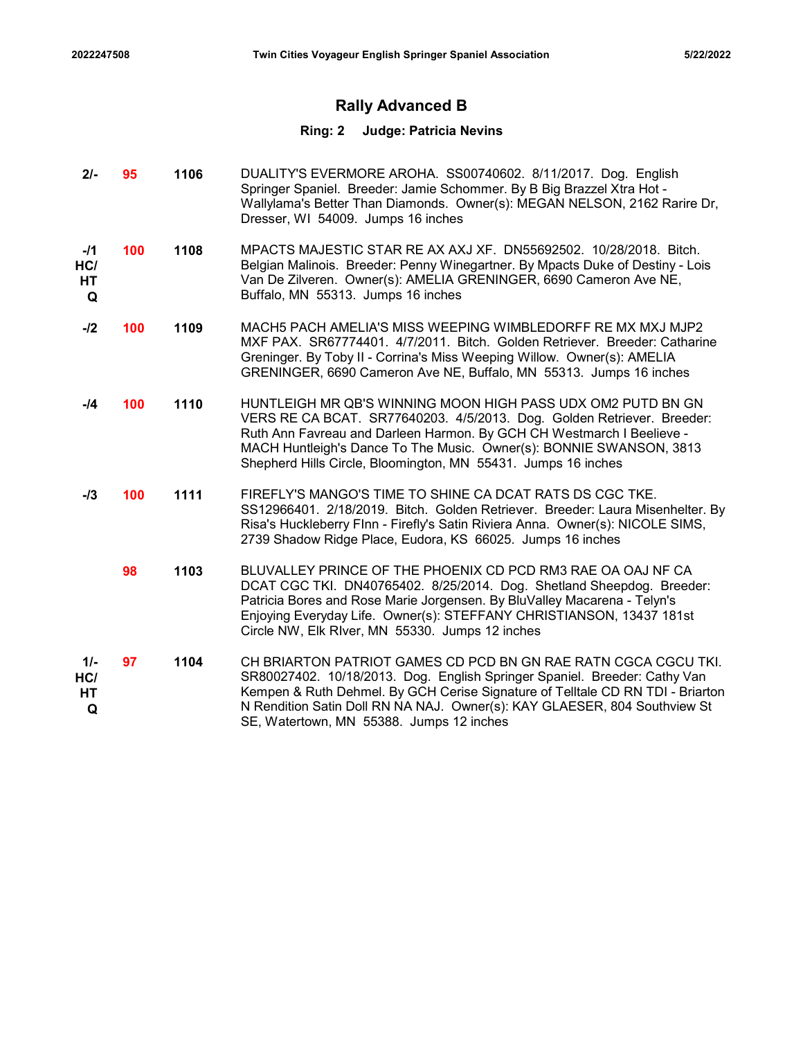## Rally Advanced B

### Ring: 2 Judge: Patricia Nevins

| Placement | Score | Armband | Entry |
|---|---|---|---|
| 2/- | 95 | 1106 | DUALITY'S EVERMORE AROHA. SS00740602. 8/11/2017. Dog. English Springer Spaniel. Breeder: Jamie Schommer. By B Big Brazzel Xtra Hot - Wallylama's Better Than Diamonds. Owner(s): MEGAN NELSON, 2162 Rarire Dr, Dresser, WI 54009. Jumps 16 inches |
| -/1 HC/ HT Q | 100 | 1108 | MPACTS MAJESTIC STAR RE AX AXJ XF. DN55692502. 10/28/2018. Bitch. Belgian Malinois. Breeder: Penny Winegartner. By Mpacts Duke of Destiny - Lois Van De Zilveren. Owner(s): AMELIA GRENINGER, 6690 Cameron Ave NE, Buffalo, MN 55313. Jumps 16 inches |
| -/2 | 100 | 1109 | MACH5 PACH AMELIA'S MISS WEEPING WIMBLEDORFF RE MX MXJ MJP2 MXF PAX. SR67774401. 4/7/2011. Bitch. Golden Retriever. Breeder: Catharine Greninger. By Toby II - Corrina's Miss Weeping Willow. Owner(s): AMELIA GRENINGER, 6690 Cameron Ave NE, Buffalo, MN 55313. Jumps 16 inches |
| -/4 | 100 | 1110 | HUNTLEIGH MR QB'S WINNING MOON HIGH PASS UDX OM2 PUTD BN GN VERS RE CA BCAT. SR77640203. 4/5/2013. Dog. Golden Retriever. Breeder: Ruth Ann Favreau and Darleen Harmon. By GCH CH Westmarch I Beelieve - MACH Huntleigh's Dance To The Music. Owner(s): BONNIE SWANSON, 3813 Shepherd Hills Circle, Bloomington, MN 55431. Jumps 16 inches |
| -/3 | 100 | 1111 | FIREFLY'S MANGO'S TIME TO SHINE CA DCAT RATS DS CGC TKE. SS12966401. 2/18/2019. Bitch. Golden Retriever. Breeder: Laura Misenhelter. By Risa's Huckleberry FInn - Firefly's Satin Riviera Anna. Owner(s): NICOLE SIMS, 2739 Shadow Ridge Place, Eudora, KS 66025. Jumps 16 inches |
| | 98 | 1103 | BLUVALLEY PRINCE OF THE PHOENIX CD PCD RM3 RAE OA OAJ NF CA DCAT CGC TKI. DN40765402. 8/25/2014. Dog. Shetland Sheepdog. Breeder: Patricia Bores and Rose Marie Jorgensen. By BluValley Macarena - Telyn's Enjoying Everyday Life. Owner(s): STEFFANY CHRISTIANSON, 13437 181st Circle NW, Elk RIver, MN 55330. Jumps 12 inches |
| 1/- HC/ HT Q | 97 | 1104 | CH BRIARTON PATRIOT GAMES CD PCD BN GN RAE RATN CGCA CGCU TKI. SR80027402. 10/18/2013. Dog. English Springer Spaniel. Breeder: Cathy Van Kempen & Ruth Dehmel. By GCH Cerise Signature of Telltale CD RN TDI - Briarton N Rendition Satin Doll RN NA NAJ. Owner(s): KAY GLAESER, 804 Southview St SE, Watertown, MN 55388. Jumps 12 inches |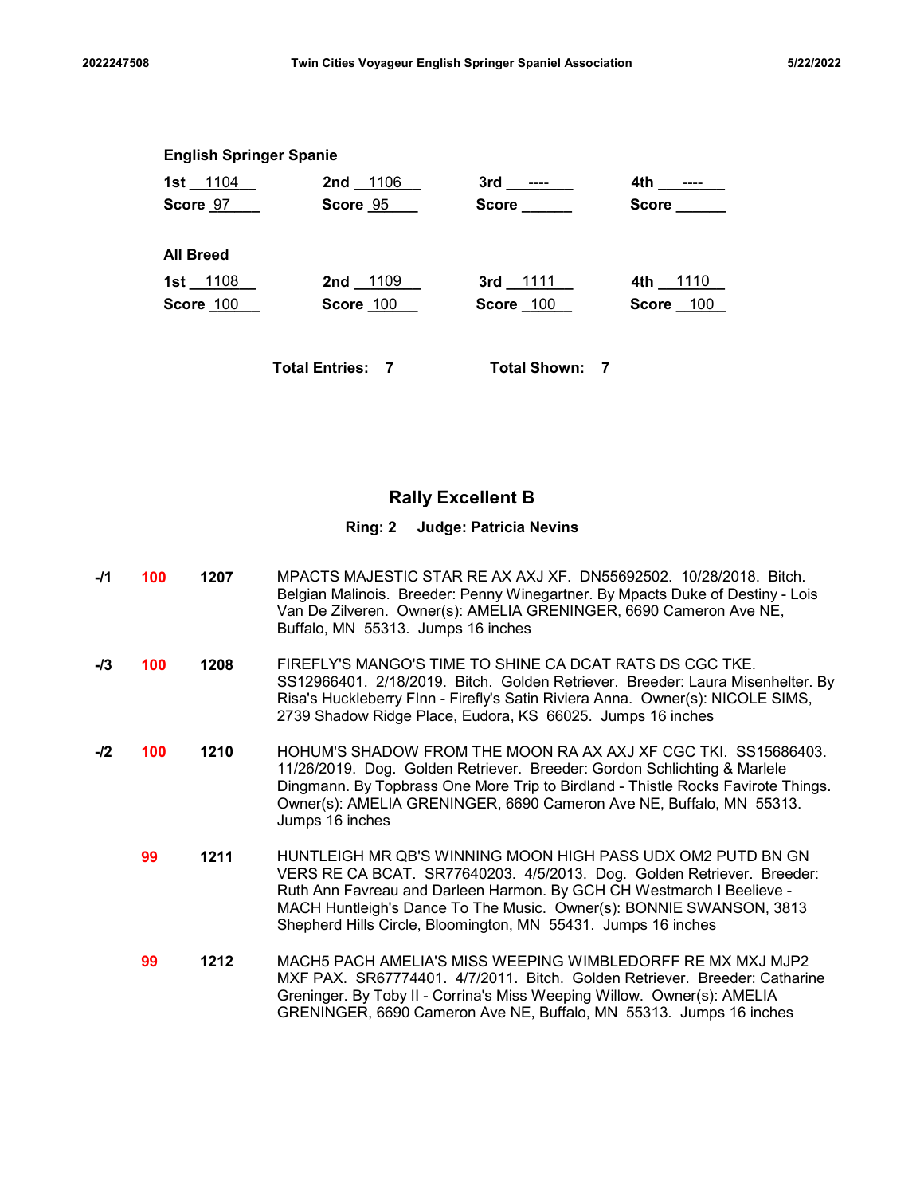**English Springer Spanie**

| | | | |
|---|---|---|---|
| 1st 1104 | 2nd 1106 | 3rd ---- | 4th ---- |
| Score 97 | Score 95 | Score | Score |

**All Breed**

| | | | |
|---|---|---|---|
| 1st 1108 | 2nd 1109 | 3rd 1111 | 4th 1110 |
| Score 100 | Score 100 | Score 100 | Score 100 |

**Total Entries: 7** **Total Shown: 7**

## Rally Excellent B

**Ring: 2 Judge: Patricia Nevins**

| Placement | Score | Armband | Entry |
|---|---|---|---|
| -/1 | 100 | 1207 | MPACTS MAJESTIC STAR RE AX AXJ XF. DN55692502. 10/28/2018. Bitch. Belgian Malinois. Breeder: Penny Winegartner. By Mpacts Duke of Destiny - Lois Van De Zilveren. Owner(s): AMELIA GRENINGER, 6690 Cameron Ave NE, Buffalo, MN 55313. Jumps 16 inches |
| -/3 | 100 | 1208 | FIREFLY'S MANGO'S TIME TO SHINE CA DCAT RATS DS CGC TKE. SS12966401. 2/18/2019. Bitch. Golden Retriever. Breeder: Laura Misenhelter. By Risa's Huckleberry FInn - Firefly's Satin Riviera Anna. Owner(s): NICOLE SIMS, 2739 Shadow Ridge Place, Eudora, KS 66025. Jumps 16 inches |
| -/2 | 100 | 1210 | HOHUM'S SHADOW FROM THE MOON RA AX AXJ XF CGC TKI. SS15686403. 11/26/2019. Dog. Golden Retriever. Breeder: Gordon Schlichting & Marlele Dingmann. By Topbrass One More Trip to Birdland - Thistle Rocks Favirote Things. Owner(s): AMELIA GRENINGER, 6690 Cameron Ave NE, Buffalo, MN 55313. Jumps 16 inches |
| | 99 | 1211 | HUNTLEIGH MR QB'S WINNING MOON HIGH PASS UDX OM2 PUTD BN GN VERS RE CA BCAT. SR77640203. 4/5/2013. Dog. Golden Retriever. Breeder: Ruth Ann Favreau and Darleen Harmon. By GCH CH Westmarch I Beelieve - MACH Huntleigh's Dance To The Music. Owner(s): BONNIE SWANSON, 3813 Shepherd Hills Circle, Bloomington, MN 55431. Jumps 16 inches |
| | 99 | 1212 | MACH5 PACH AMELIA'S MISS WEEPING WIMBLEDORFF RE MX MXJ MJP2 MXF PAX. SR67774401. 4/7/2011. Bitch. Golden Retriever. Breeder: Catharine Greninger. By Toby II - Corrina's Miss Weeping Willow. Owner(s): AMELIA GRENINGER, 6690 Cameron Ave NE, Buffalo, MN 55313. Jumps 16 inches |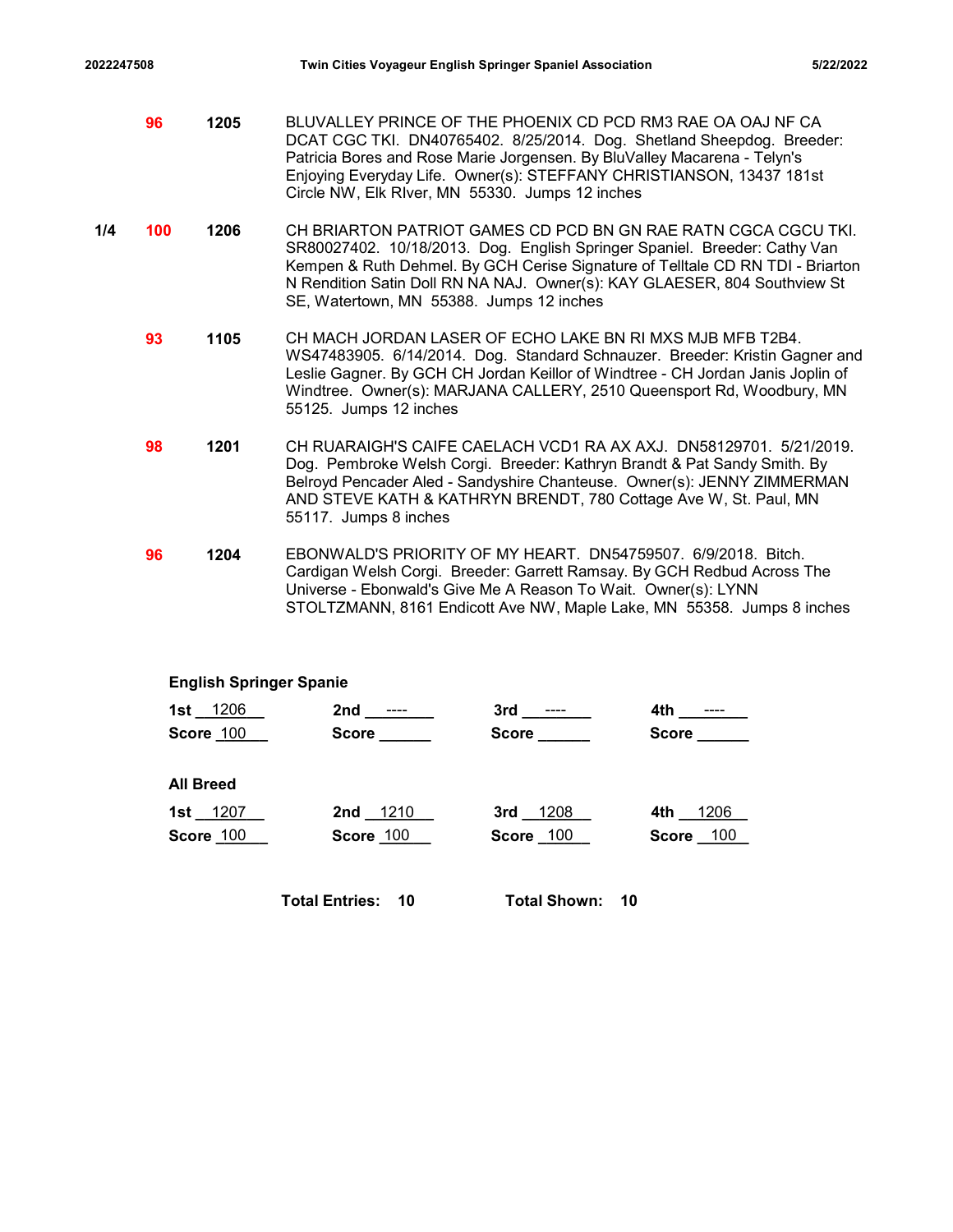| | | | |
|---|---|---|---|
| | 96 | 1205 | BLUVALLEY PRINCE OF THE PHOENIX CD PCD RM3 RAE OA OAJ NF CA DCAT CGC TKI. DN40765402. 8/25/2014. Dog. Shetland Sheepdog. Breeder: Patricia Bores and Rose Marie Jorgensen. By BluValley Macarena - Telyn's Enjoying Everyday Life. Owner(s): STEFFANY CHRISTIANSON, 13437 181st Circle NW, Elk RIver, MN 55330. Jumps 12 inches |
| 1/4 | 100 | 1206 | CH BRIARTON PATRIOT GAMES CD PCD BN GN RAE RATN CGCA CGCU TKI. SR80027402. 10/18/2013. Dog. English Springer Spaniel. Breeder: Cathy Van Kempen & Ruth Dehmel. By GCH Cerise Signature of Telltale CD RN TDI - Briarton N Rendition Satin Doll RN NA NAJ. Owner(s): KAY GLAESER, 804 Southview St SE, Watertown, MN 55388. Jumps 12 inches |
| | 93 | 1105 | CH MACH JORDAN LASER OF ECHO LAKE BN RI MXS MJB MFB T2B4. WS47483905. 6/14/2014. Dog. Standard Schnauzer. Breeder: Kristin Gagner and Leslie Gagner. By GCH CH Jordan Keillor of Windtree - CH Jordan Janis Joplin of Windtree. Owner(s): MARJANA CALLERY, 2510 Queensport Rd, Woodbury, MN 55125. Jumps 12 inches |
| | 98 | 1201 | CH RUARAIGH'S CAIFE CAELACH VCD1 RA AX AXJ. DN58129701. 5/21/2019. Dog. Pembroke Welsh Corgi. Breeder: Kathryn Brandt & Pat Sandy Smith. By Belroyd Pencader Aled - Sandyshire Chanteuse. Owner(s): JENNY ZIMMERMAN AND STEVE KATH & KATHRYN BRENDT, 780 Cottage Ave W, St. Paul, MN 55117. Jumps 8 inches |
| | 96 | 1204 | EBONWALD'S PRIORITY OF MY HEART. DN54759507. 6/9/2018. Bitch. Cardigan Welsh Corgi. Breeder: Garrett Ramsay. By GCH Redbud Across The Universe - Ebonwald's Give Me A Reason To Wait. Owner(s): LYNN STOLTZMANN, 8161 Endicott Ave NW, Maple Lake, MN 55358. Jumps 8 inches |

**English Springer Spanie**

| 1st 1206 | 2nd ---- | 3rd ---- | 4th ---- |
|---|---|---|---|
| Score 100 | Score | Score | Score |

**All Breed**

| 1st 1207 | 2nd 1210 | 3rd 1208 | 4th 1206 |
|---|---|---|---|
| Score 100 | Score 100 | Score 100 | Score 100 |

**Total Entries: 10** **Total Shown: 10**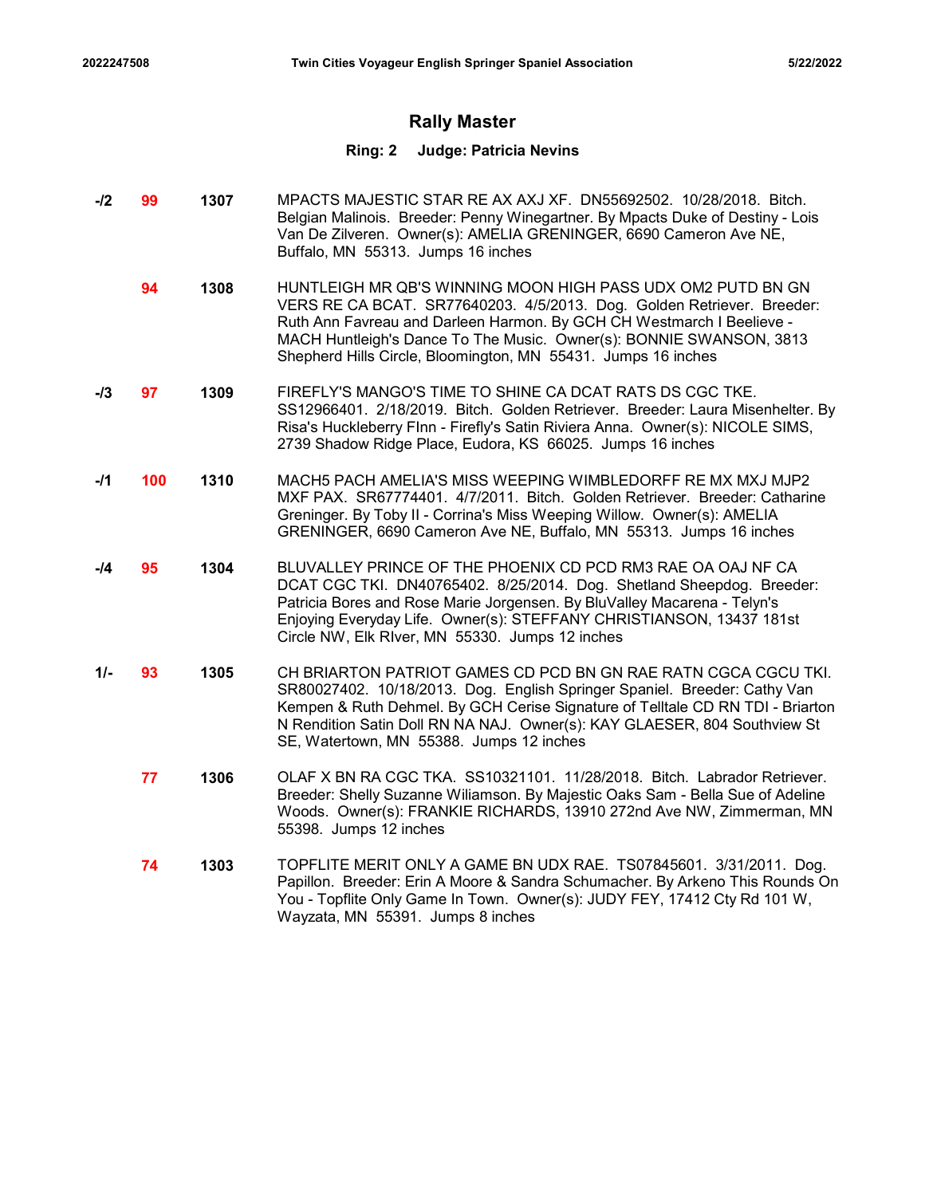## Rally Master

### Ring: 2 Judge: Patricia Nevins

| Placement | Score | Armband | Entry |
|---|---|---|---|
| -/2 | 99 | 1307 | MPACTS MAJESTIC STAR RE AX AXJ XF. DN55692502. 10/28/2018. Bitch. Belgian Malinois. Breeder: Penny Winegartner. By Mpacts Duke of Destiny - Lois Van De Zilveren. Owner(s): AMELIA GRENINGER, 6690 Cameron Ave NE, Buffalo, MN 55313. Jumps 16 inches |
| | 94 | 1308 | HUNTLEIGH MR QB'S WINNING MOON HIGH PASS UDX OM2 PUTD BN GN VERS RE CA BCAT. SR77640203. 4/5/2013. Dog. Golden Retriever. Breeder: Ruth Ann Favreau and Darleen Harmon. By GCH CH Westmarch I Beelieve - MACH Huntleigh's Dance To The Music. Owner(s): BONNIE SWANSON, 3813 Shepherd Hills Circle, Bloomington, MN 55431. Jumps 16 inches |
| -/3 | 97 | 1309 | FIREFLY'S MANGO'S TIME TO SHINE CA DCAT RATS DS CGC TKE. SS12966401. 2/18/2019. Bitch. Golden Retriever. Breeder: Laura Misenhelter. By Risa's Huckleberry FInn - Firefly's Satin Riviera Anna. Owner(s): NICOLE SIMS, 2739 Shadow Ridge Place, Eudora, KS 66025. Jumps 16 inches |
| -/1 | 100 | 1310 | MACH5 PACH AMELIA'S MISS WEEPING WIMBLEDORFF RE MX MXJ MJP2 MXF PAX. SR67774401. 4/7/2011. Bitch. Golden Retriever. Breeder: Catharine Greninger. By Toby II - Corrina's Miss Weeping Willow. Owner(s): AMELIA GRENINGER, 6690 Cameron Ave NE, Buffalo, MN 55313. Jumps 16 inches |
| -/4 | 95 | 1304 | BLUVALLEY PRINCE OF THE PHOENIX CD PCD RM3 RAE OA OAJ NF CA DCAT CGC TKI. DN40765402. 8/25/2014. Dog. Shetland Sheepdog. Breeder: Patricia Bores and Rose Marie Jorgensen. By BluValley Macarena - Telyn's Enjoying Everyday Life. Owner(s): STEFFANY CHRISTIANSON, 13437 181st Circle NW, Elk RIver, MN 55330. Jumps 12 inches |
| 1/- | 93 | 1305 | CH BRIARTON PATRIOT GAMES CD PCD BN GN RAE RATN CGCA CGCU TKI. SR80027402. 10/18/2013. Dog. English Springer Spaniel. Breeder: Cathy Van Kempen & Ruth Dehmel. By GCH Cerise Signature of Telltale CD RN TDI - Briarton N Rendition Satin Doll RN NA NAJ. Owner(s): KAY GLAESER, 804 Southview St SE, Watertown, MN 55388. Jumps 12 inches |
| | 77 | 1306 | OLAF X BN RA CGC TKA. SS10321101. 11/28/2018. Bitch. Labrador Retriever. Breeder: Shelly Suzanne Wiliamson. By Majestic Oaks Sam - Bella Sue of Adeline Woods. Owner(s): FRANKIE RICHARDS, 13910 272nd Ave NW, Zimmerman, MN 55398. Jumps 12 inches |
| | 74 | 1303 | TOPFLITE MERIT ONLY A GAME BN UDX RAE. TS07845601. 3/31/2011. Dog. Papillon. Breeder: Erin A Moore & Sandra Schumacher. By Arkeno This Rounds On You - Topflite Only Game In Town. Owner(s): JUDY FEY, 17412 Cty Rd 101 W, Wayzata, MN 55391. Jumps 8 inches |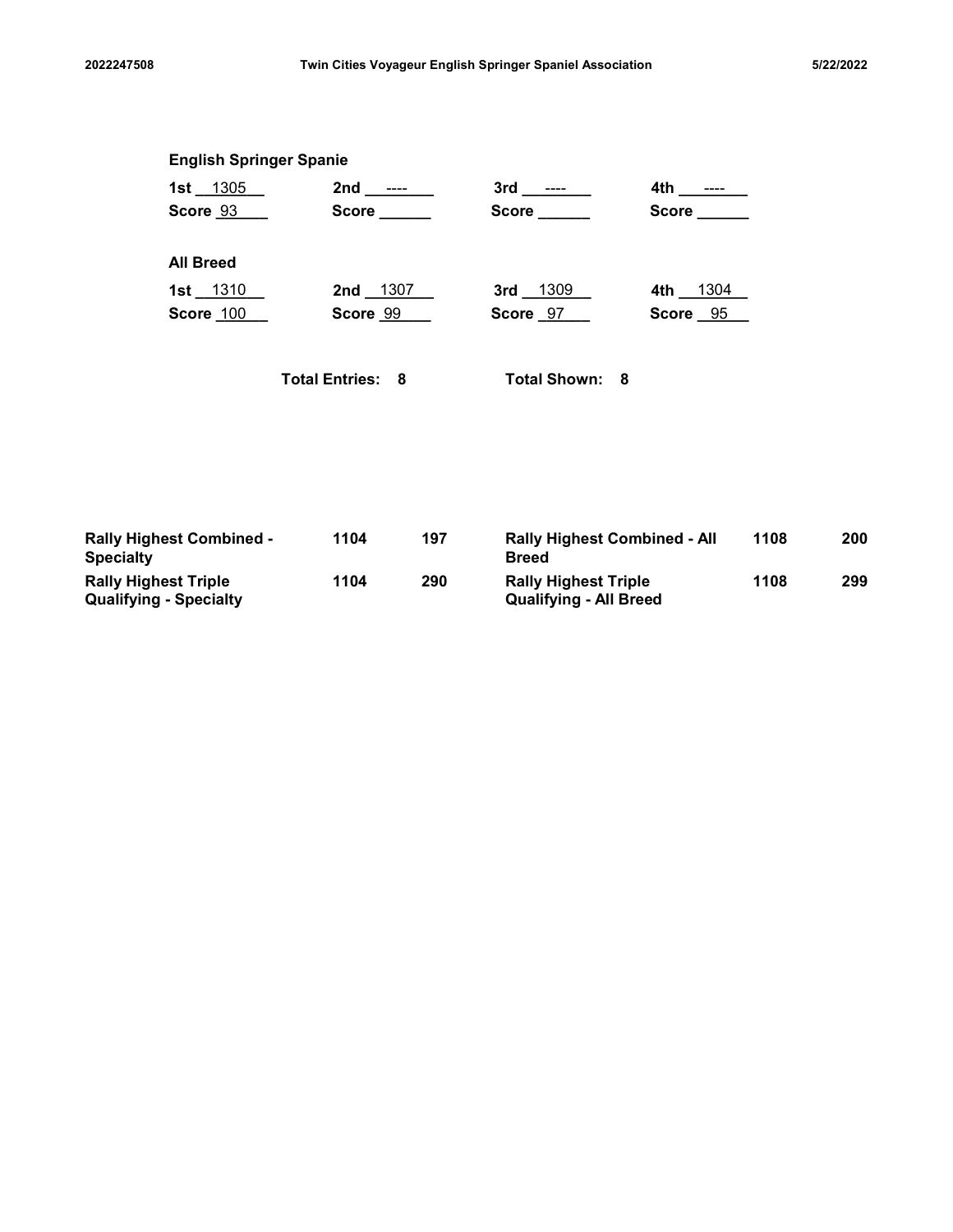**English Springer Spanie**

| | | | |
|---|---|---|---|
| **1st** 1305 | **2nd** ---- | **3rd** ---- | **4th** ---- |
| **Score** 93 | **Score** | **Score** | **Score** |

**All Breed**

| | | | |
|---|---|---|---|
| **1st** 1310 | **2nd** 1307 | **3rd** 1309 | **4th** 1304 |
| **Score** 100 | **Score** 99 | **Score** 97 | **Score** 95 |

**Total Entries: 8** **Total Shown: 8**

| | | | | | |
|---|---|---|---|---|---|
| **Rally Highest Combined - Specialty** | **1104** | **197** | **Rally Highest Combined - All Breed** | **1108** | **200** |
| **Rally Highest Triple Qualifying - Specialty** | **1104** | **290** | **Rally Highest Triple Qualifying - All Breed** | **1108** | **299** |